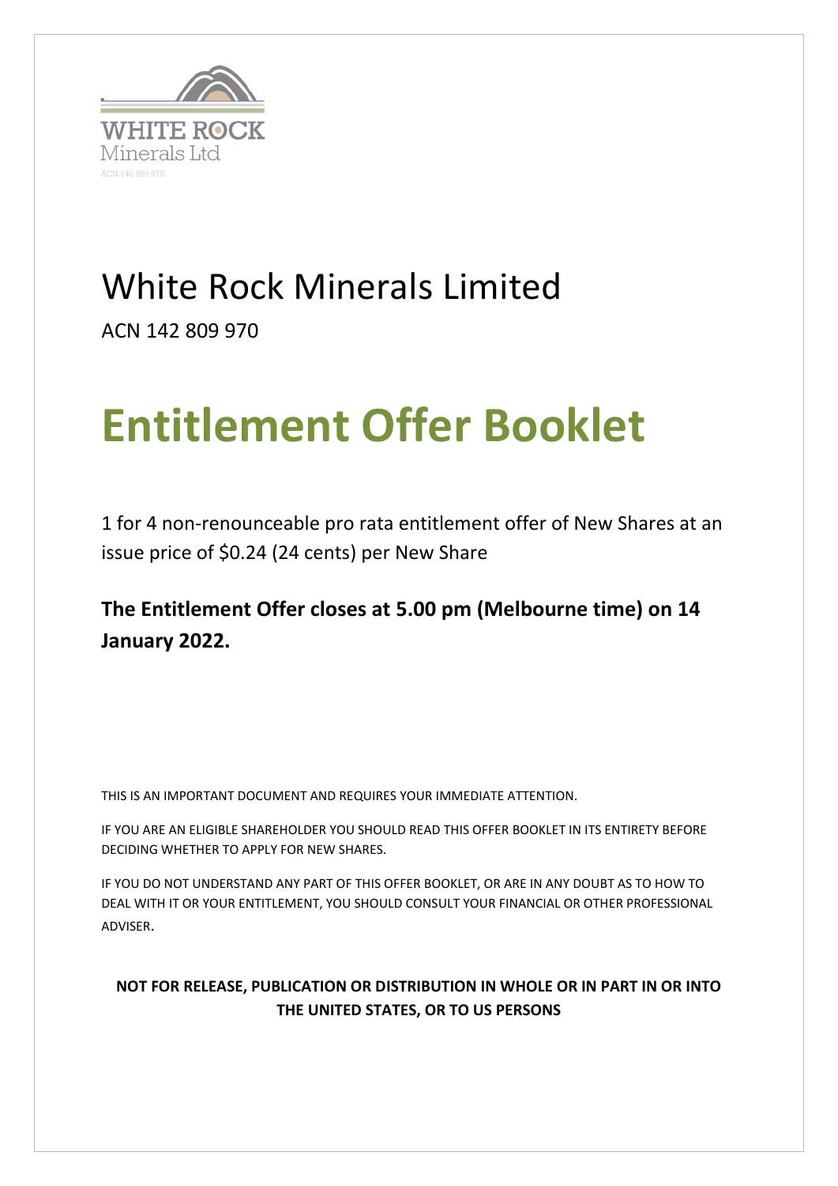WHITE ROCK
Minerals Ltd
ACN 142 809 970

# White Rock Minerals Limited

ACN 142 809 970

# Entitlement Offer Booklet

1 for 4 non-renounceable pro rata entitlement offer of New Shares at an issue price of $0.24 (24 cents) per New Share

**The Entitlement Offer closes at 5.00 pm (Melbourne time) on 14 January 2022.**

THIS IS AN IMPORTANT DOCUMENT AND REQUIRES YOUR IMMEDIATE ATTENTION.

IF YOU ARE AN ELIGIBLE SHAREHOLDER YOU SHOULD READ THIS OFFER BOOKLET IN ITS ENTIRETY BEFORE DECIDING WHETHER TO APPLY FOR NEW SHARES.

IF YOU DO NOT UNDERSTAND ANY PART OF THIS OFFER BOOKLET, OR ARE IN ANY DOUBT AS TO HOW TO DEAL WITH IT OR YOUR ENTITLEMENT, YOU SHOULD CONSULT YOUR FINANCIAL OR OTHER PROFESSIONAL ADVISER.

**NOT FOR RELEASE, PUBLICATION OR DISTRIBUTION IN WHOLE OR IN PART IN OR INTO THE UNITED STATES, OR TO US PERSONS**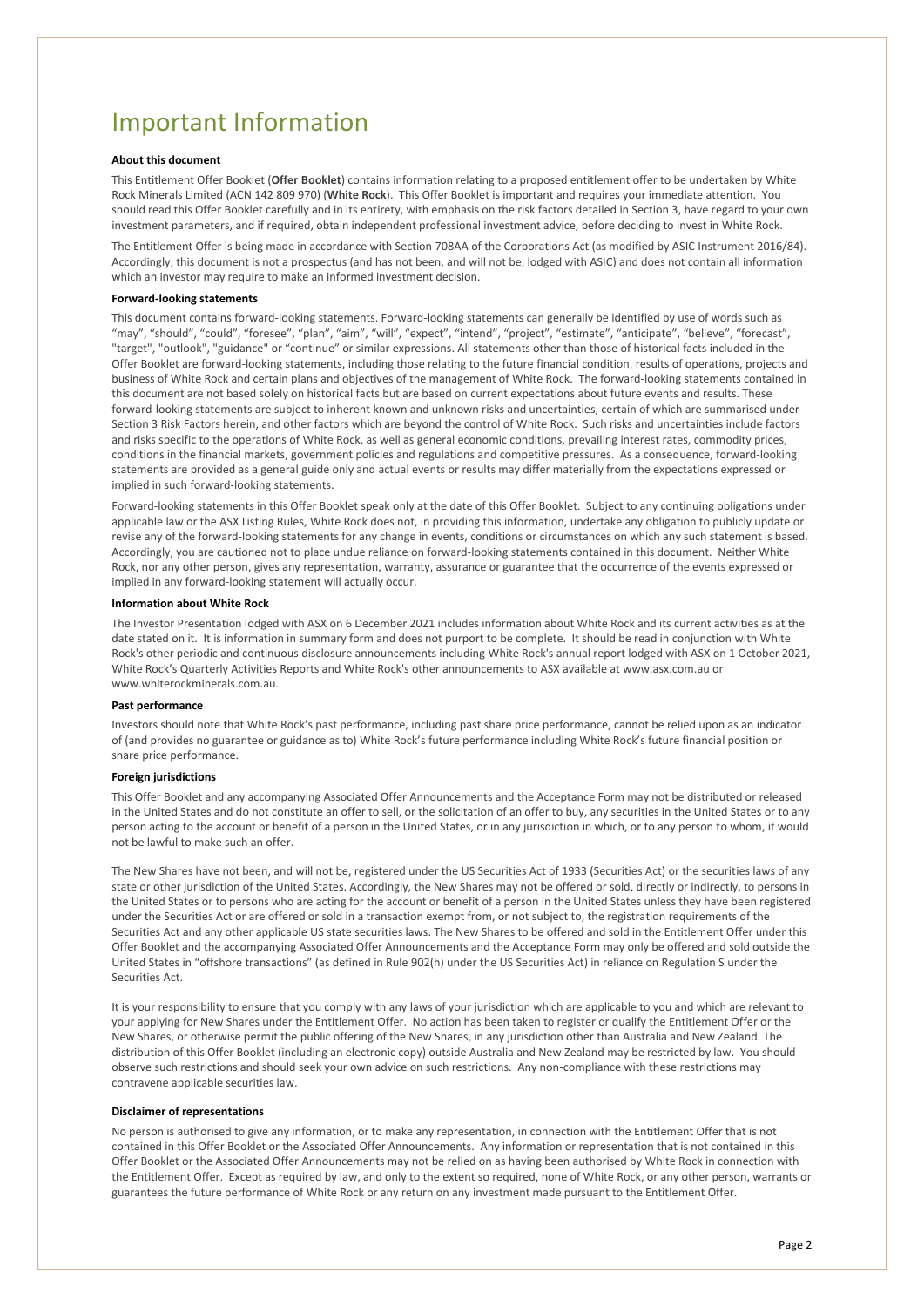# Important Information

**About this document**

This Entitlement Offer Booklet (**Offer Booklet**) contains information relating to a proposed entitlement offer to be undertaken by White Rock Minerals Limited (ACN 142 809 970) (**White Rock**). This Offer Booklet is important and requires your immediate attention. You should read this Offer Booklet carefully and in its entirety, with emphasis on the risk factors detailed in Section 3, have regard to your own investment parameters, and if required, obtain independent professional investment advice, before deciding to invest in White Rock.

The Entitlement Offer is being made in accordance with Section 708AA of the Corporations Act (as modified by ASIC Instrument 2016/84). Accordingly, this document is not a prospectus (and has not been, and will not be, lodged with ASIC) and does not contain all information which an investor may require to make an informed investment decision.

**Forward-looking statements**

This document contains forward-looking statements. Forward-looking statements can generally be identified by use of words such as "may", "should", "could", "foresee", "plan", "aim", "will", "expect", "intend", "project", "estimate", "anticipate", "believe", "forecast", "target", "outlook", "guidance" or "continue" or similar expressions. All statements other than those of historical facts included in the Offer Booklet are forward-looking statements, including those relating to the future financial condition, results of operations, projects and business of White Rock and certain plans and objectives of the management of White Rock. The forward-looking statements contained in this document are not based solely on historical facts but are based on current expectations about future events and results. These forward-looking statements are subject to inherent known and unknown risks and uncertainties, certain of which are summarised under Section 3 Risk Factors herein, and other factors which are beyond the control of White Rock. Such risks and uncertainties include factors and risks specific to the operations of White Rock, as well as general economic conditions, prevailing interest rates, commodity prices, conditions in the financial markets, government policies and regulations and competitive pressures. As a consequence, forward-looking statements are provided as a general guide only and actual events or results may differ materially from the expectations expressed or implied in such forward-looking statements.

Forward-looking statements in this Offer Booklet speak only at the date of this Offer Booklet. Subject to any continuing obligations under applicable law or the ASX Listing Rules, White Rock does not, in providing this information, undertake any obligation to publicly update or revise any of the forward-looking statements for any change in events, conditions or circumstances on which any such statement is based. Accordingly, you are cautioned not to place undue reliance on forward-looking statements contained in this document. Neither White Rock, nor any other person, gives any representation, warranty, assurance or guarantee that the occurrence of the events expressed or implied in any forward-looking statement will actually occur.

**Information about White Rock**

The Investor Presentation lodged with ASX on 6 December 2021 includes information about White Rock and its current activities as at the date stated on it. It is information in summary form and does not purport to be complete. It should be read in conjunction with White Rock's other periodic and continuous disclosure announcements including White Rock's annual report lodged with ASX on 1 October 2021, White Rock's Quarterly Activities Reports and White Rock's other announcements to ASX available at www.asx.com.au or www.whiterockminerals.com.au.

**Past performance**

Investors should note that White Rock's past performance, including past share price performance, cannot be relied upon as an indicator of (and provides no guarantee or guidance as to) White Rock's future performance including White Rock's future financial position or share price performance.

**Foreign jurisdictions**

This Offer Booklet and any accompanying Associated Offer Announcements and the Acceptance Form may not be distributed or released in the United States and do not constitute an offer to sell, or the solicitation of an offer to buy, any securities in the United States or to any person acting to the account or benefit of a person in the United States, or in any jurisdiction in which, or to any person to whom, it would not be lawful to make such an offer.

The New Shares have not been, and will not be, registered under the US Securities Act of 1933 (Securities Act) or the securities laws of any state or other jurisdiction of the United States. Accordingly, the New Shares may not be offered or sold, directly or indirectly, to persons in the United States or to persons who are acting for the account or benefit of a person in the United States unless they have been registered under the Securities Act or are offered or sold in a transaction exempt from, or not subject to, the registration requirements of the Securities Act and any other applicable US state securities laws. The New Shares to be offered and sold in the Entitlement Offer under this Offer Booklet and the accompanying Associated Offer Announcements and the Acceptance Form may only be offered and sold outside the United States in "offshore transactions" (as defined in Rule 902(h) under the US Securities Act) in reliance on Regulation S under the Securities Act.

It is your responsibility to ensure that you comply with any laws of your jurisdiction which are applicable to you and which are relevant to your applying for New Shares under the Entitlement Offer. No action has been taken to register or qualify the Entitlement Offer or the New Shares, or otherwise permit the public offering of the New Shares, in any jurisdiction other than Australia and New Zealand. The distribution of this Offer Booklet (including an electronic copy) outside Australia and New Zealand may be restricted by law. You should observe such restrictions and should seek your own advice on such restrictions. Any non-compliance with these restrictions may contravene applicable securities law.

**Disclaimer of representations**

No person is authorised to give any information, or to make any representation, in connection with the Entitlement Offer that is not contained in this Offer Booklet or the Associated Offer Announcements. Any information or representation that is not contained in this Offer Booklet or the Associated Offer Announcements may not be relied on as having been authorised by White Rock in connection with the Entitlement Offer. Except as required by law, and only to the extent so required, none of White Rock, or any other person, warrants or guarantees the future performance of White Rock or any return on any investment made pursuant to the Entitlement Offer.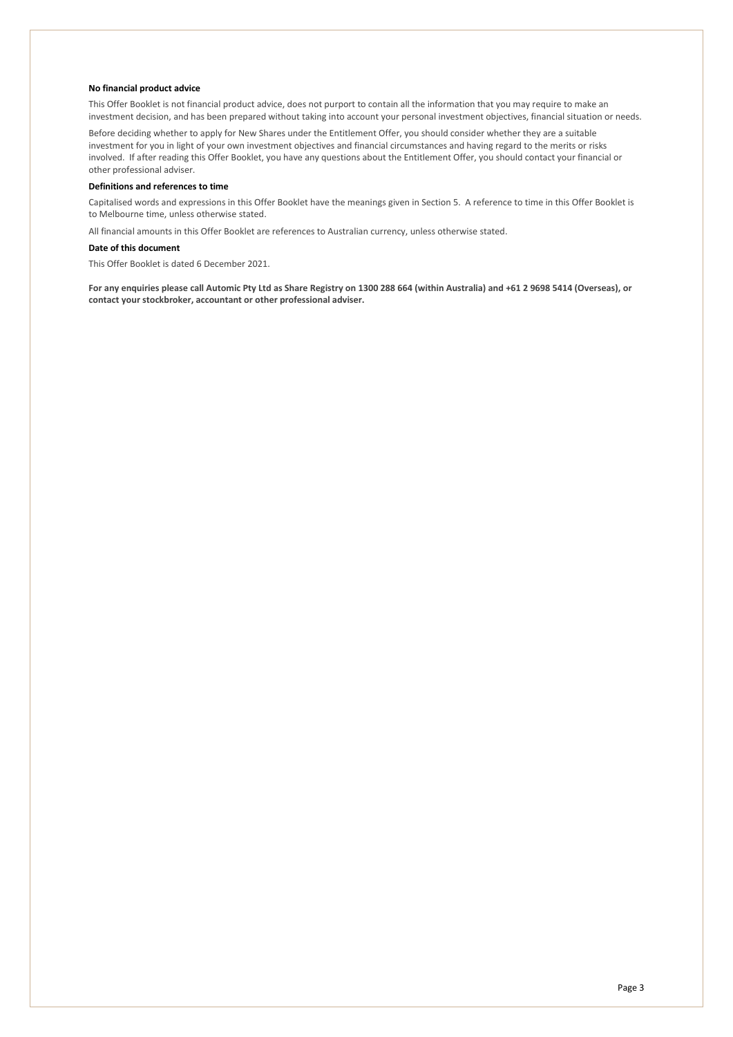**No financial product advice**

This Offer Booklet is not financial product advice, does not purport to contain all the information that you may require to make an investment decision, and has been prepared without taking into account your personal investment objectives, financial situation or needs.

Before deciding whether to apply for New Shares under the Entitlement Offer, you should consider whether they are a suitable investment for you in light of your own investment objectives and financial circumstances and having regard to the merits or risks involved. If after reading this Offer Booklet, you have any questions about the Entitlement Offer, you should contact your financial or other professional adviser.

**Definitions and references to time**

Capitalised words and expressions in this Offer Booklet have the meanings given in Section 5. A reference to time in this Offer Booklet is to Melbourne time, unless otherwise stated.

All financial amounts in this Offer Booklet are references to Australian currency, unless otherwise stated.

**Date of this document**

This Offer Booklet is dated 6 December 2021.

**For any enquiries please call Automic Pty Ltd as Share Registry on 1300 288 664 (within Australia) and +61 2 9698 5414 (Overseas), or contact your stockbroker, accountant or other professional adviser.**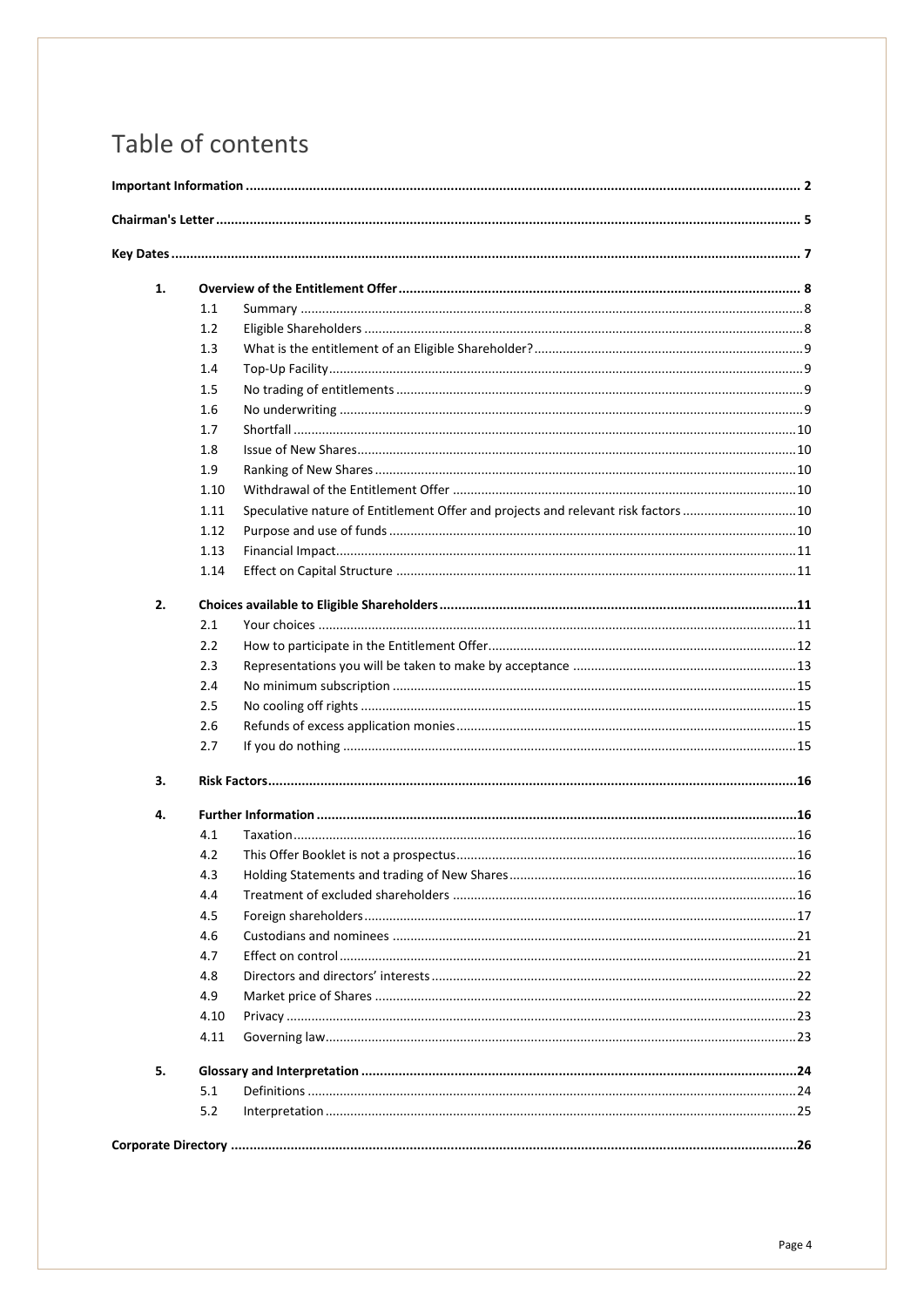# Table of contents

| | | | |
|---|---|---|---|
| **Important Information** | | | **2** |
| **Chairman's Letter** | | | **5** |
| **Key Dates** | | | **7** |
| **1.** | **Overview of the Entitlement Offer** | | **8** |
| | 1.1 | Summary | 8 |
| | 1.2 | Eligible Shareholders | 8 |
| | 1.3 | What is the entitlement of an Eligible Shareholder? | 9 |
| | 1.4 | Top-Up Facility | 9 |
| | 1.5 | No trading of entitlements | 9 |
| | 1.6 | No underwriting | 9 |
| | 1.7 | Shortfall | 10 |
| | 1.8 | Issue of New Shares | 10 |
| | 1.9 | Ranking of New Shares | 10 |
| | 1.10 | Withdrawal of the Entitlement Offer | 10 |
| | 1.11 | Speculative nature of Entitlement Offer and projects and relevant risk factors | 10 |
| | 1.12 | Purpose and use of funds | 10 |
| | 1.13 | Financial Impact | 11 |
| | 1.14 | Effect on Capital Structure | 11 |
| **2.** | **Choices available to Eligible Shareholders** | | **11** |
| | 2.1 | Your choices | 11 |
| | 2.2 | How to participate in the Entitlement Offer | 12 |
| | 2.3 | Representations you will be taken to make by acceptance | 13 |
| | 2.4 | No minimum subscription | 15 |
| | 2.5 | No cooling off rights | 15 |
| | 2.6 | Refunds of excess application monies | 15 |
| | 2.7 | If you do nothing | 15 |
| **3.** | **Risk Factors** | | **16** |
| **4.** | **Further Information** | | **16** |
| | 4.1 | Taxation | 16 |
| | 4.2 | This Offer Booklet is not a prospectus | 16 |
| | 4.3 | Holding Statements and trading of New Shares | 16 |
| | 4.4 | Treatment of excluded shareholders | 16 |
| | 4.5 | Foreign shareholders | 17 |
| | 4.6 | Custodians and nominees | 21 |
| | 4.7 | Effect on control | 21 |
| | 4.8 | Directors and directors' interests | 22 |
| | 4.9 | Market price of Shares | 22 |
| | 4.10 | Privacy | 23 |
| | 4.11 | Governing law | 23 |
| **5.** | **Glossary and Interpretation** | | **24** |
| | 5.1 | Definitions | 24 |
| | 5.2 | Interpretation | 25 |
| **Corporate Directory** | | | **26** |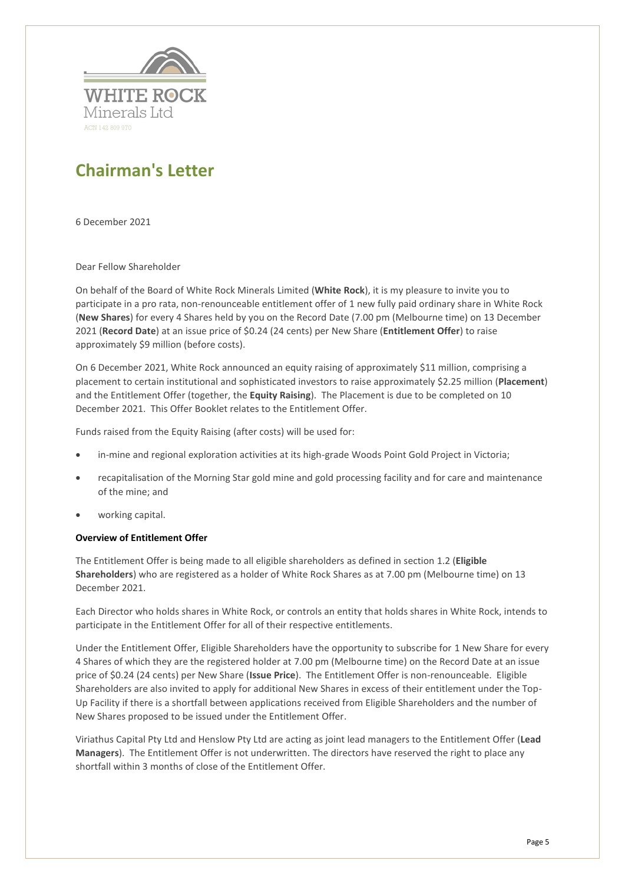WHITE ROCK
Minerals Ltd
ACN 142 809 970

# Chairman's Letter

6 December 2021

Dear Fellow Shareholder

On behalf of the Board of White Rock Minerals Limited (**White Rock**), it is my pleasure to invite you to participate in a pro rata, non-renounceable entitlement offer of 1 new fully paid ordinary share in White Rock (**New Shares**) for every 4 Shares held by you on the Record Date (7.00 pm (Melbourne time) on 13 December 2021 (**Record Date**) at an issue price of $0.24 (24 cents) per New Share (**Entitlement Offer**) to raise approximately $9 million (before costs).

On 6 December 2021, White Rock announced an equity raising of approximately $11 million, comprising a placement to certain institutional and sophisticated investors to raise approximately $2.25 million (**Placement**) and the Entitlement Offer (together, the **Equity Raising**). The Placement is due to be completed on 10 December 2021. This Offer Booklet relates to the Entitlement Offer.

Funds raised from the Equity Raising (after costs) will be used for:

- in-mine and regional exploration activities at its high-grade Woods Point Gold Project in Victoria;
- recapitalisation of the Morning Star gold mine and gold processing facility and for care and maintenance of the mine; and
- working capital.

**Overview of Entitlement Offer**

The Entitlement Offer is being made to all eligible shareholders as defined in section 1.2 (**Eligible Shareholders**) who are registered as a holder of White Rock Shares as at 7.00 pm (Melbourne time) on 13 December 2021.

Each Director who holds shares in White Rock, or controls an entity that holds shares in White Rock, intends to participate in the Entitlement Offer for all of their respective entitlements.

Under the Entitlement Offer, Eligible Shareholders have the opportunity to subscribe for 1 New Share for every 4 Shares of which they are the registered holder at 7.00 pm (Melbourne time) on the Record Date at an issue price of $0.24 (24 cents) per New Share (**Issue Price**). The Entitlement Offer is non-renounceable. Eligible Shareholders are also invited to apply for additional New Shares in excess of their entitlement under the Top-Up Facility if there is a shortfall between applications received from Eligible Shareholders and the number of New Shares proposed to be issued under the Entitlement Offer.

Viriathus Capital Pty Ltd and Henslow Pty Ltd are acting as joint lead managers to the Entitlement Offer (**Lead Managers**). The Entitlement Offer is not underwritten. The directors have reserved the right to place any shortfall within 3 months of close of the Entitlement Offer.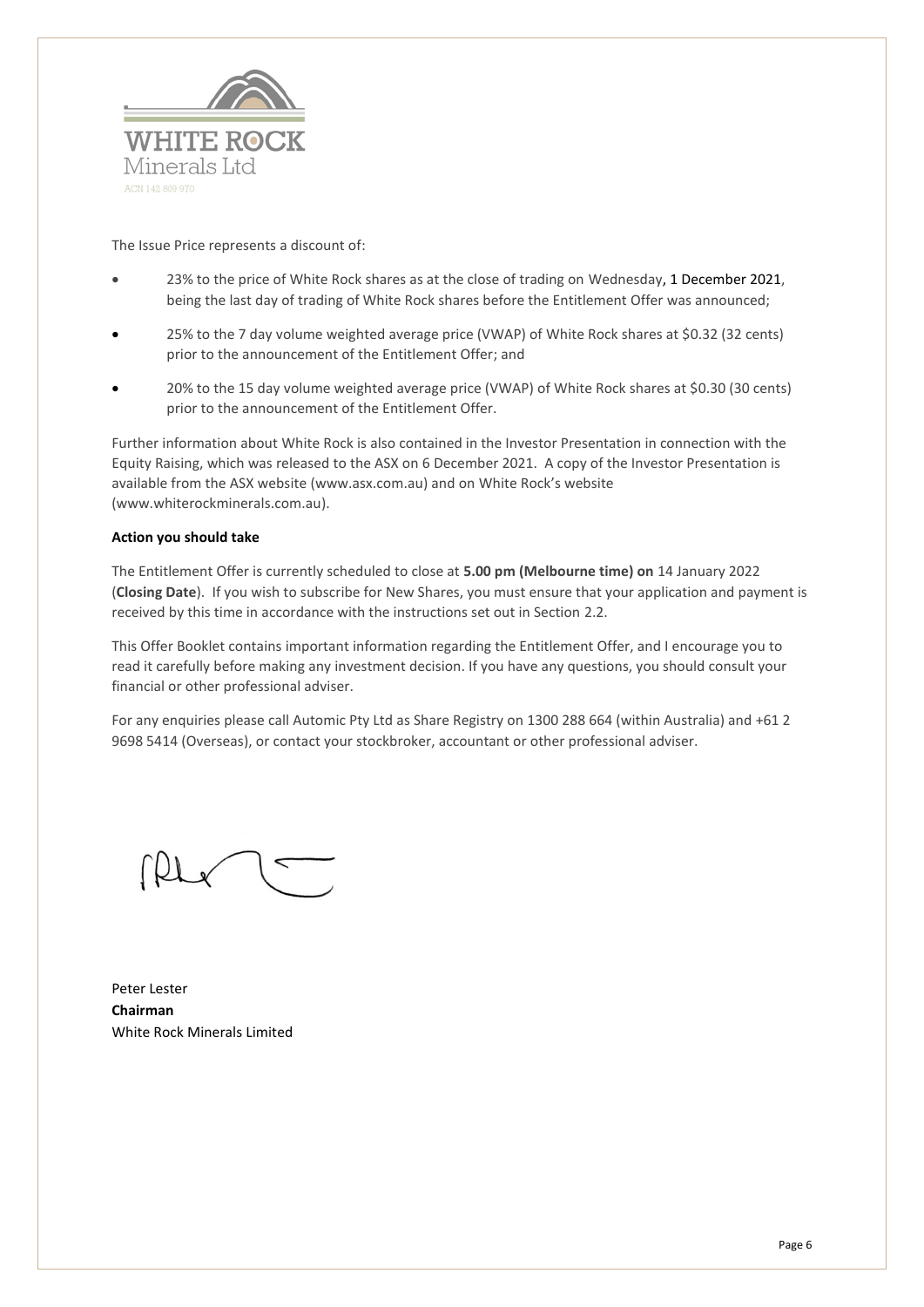The Issue Price represents a discount of:

- 23% to the price of White Rock shares as at the close of trading on Wednesday, 1 December 2021, being the last day of trading of White Rock shares before the Entitlement Offer was announced;
- 25% to the 7 day volume weighted average price (VWAP) of White Rock shares at $0.32 (32 cents) prior to the announcement of the Entitlement Offer; and
- 20% to the 15 day volume weighted average price (VWAP) of White Rock shares at $0.30 (30 cents) prior to the announcement of the Entitlement Offer.

Further information about White Rock is also contained in the Investor Presentation in connection with the Equity Raising, which was released to the ASX on 6 December 2021. A copy of the Investor Presentation is available from the ASX website (www.asx.com.au) and on White Rock's website (www.whiterockminerals.com.au).

**Action you should take**

The Entitlement Offer is currently scheduled to close at **5.00 pm (Melbourne time) on** 14 January 2022 (**Closing Date**). If you wish to subscribe for New Shares, you must ensure that your application and payment is received by this time in accordance with the instructions set out in Section 2.2.

This Offer Booklet contains important information regarding the Entitlement Offer, and I encourage you to read it carefully before making any investment decision. If you have any questions, you should consult your financial or other professional adviser.

For any enquiries please call Automic Pty Ltd as Share Registry on 1300 288 664 (within Australia) and +61 2 9698 5414 (Overseas), or contact your stockbroker, accountant or other professional adviser.

Peter Lester
**Chairman**
White Rock Minerals Limited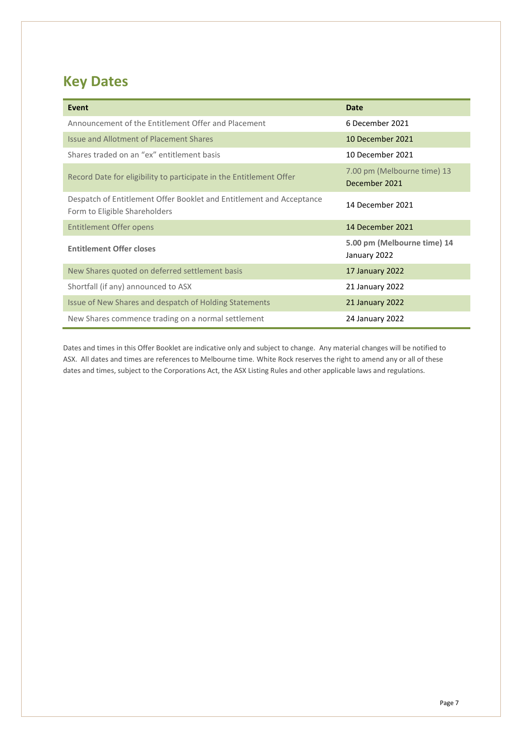# Key Dates

| Event | Date |
|---|---|
| Announcement of the Entitlement Offer and Placement | 6 December 2021 |
| Issue and Allotment of Placement Shares | 10 December 2021 |
| Shares traded on an "ex" entitlement basis | 10 December 2021 |
| Record Date for eligibility to participate in the Entitlement Offer | 7.00 pm (Melbourne time) 13 December 2021 |
| Despatch of Entitlement Offer Booklet and Entitlement and Acceptance Form to Eligible Shareholders | 14 December 2021 |
| Entitlement Offer opens | 14 December 2021 |
| **Entitlement Offer closes** | **5.00 pm (Melbourne time) 14** January 2022 |
| New Shares quoted on deferred settlement basis | 17 January 2022 |
| Shortfall (if any) announced to ASX | 21 January 2022 |
| Issue of New Shares and despatch of Holding Statements | 21 January 2022 |
| New Shares commence trading on a normal settlement | 24 January 2022 |

Dates and times in this Offer Booklet are indicative only and subject to change. Any material changes will be notified to ASX. All dates and times are references to Melbourne time. White Rock reserves the right to amend any or all of these dates and times, subject to the Corporations Act, the ASX Listing Rules and other applicable laws and regulations.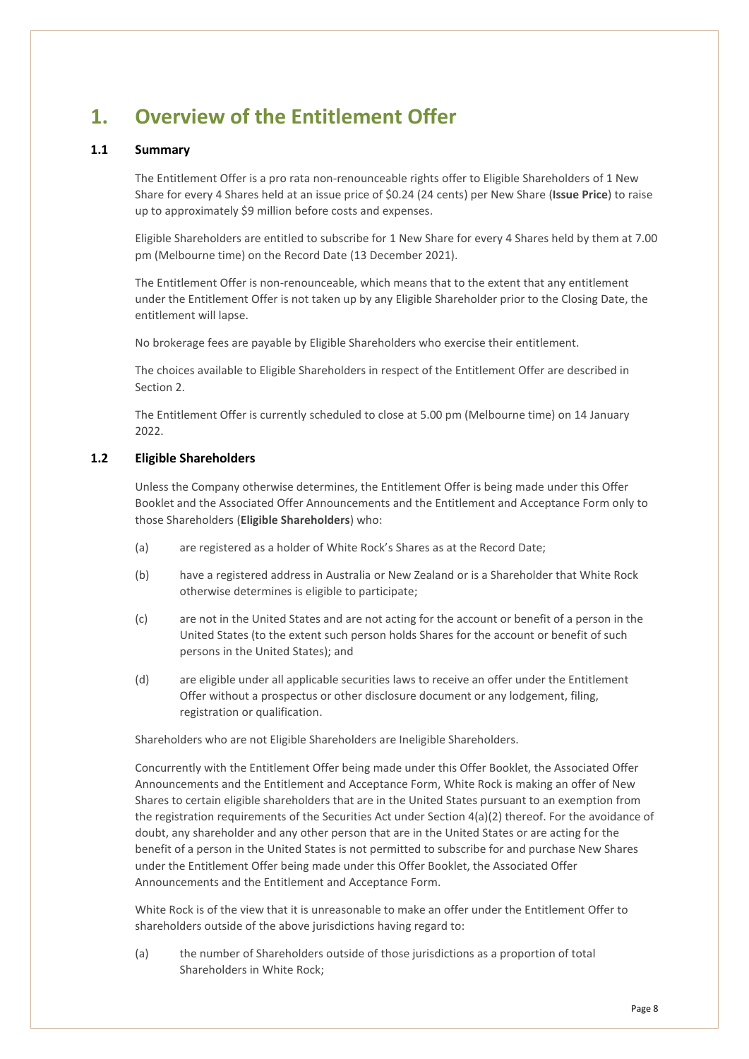# 1. Overview of the Entitlement Offer

## 1.1 Summary

The Entitlement Offer is a pro rata non-renounceable rights offer to Eligible Shareholders of 1 New Share for every 4 Shares held at an issue price of $0.24 (24 cents) per New Share (**Issue Price**) to raise up to approximately $9 million before costs and expenses.

Eligible Shareholders are entitled to subscribe for 1 New Share for every 4 Shares held by them at 7.00 pm (Melbourne time) on the Record Date (13 December 2021).

The Entitlement Offer is non-renounceable, which means that to the extent that any entitlement under the Entitlement Offer is not taken up by any Eligible Shareholder prior to the Closing Date, the entitlement will lapse.

No brokerage fees are payable by Eligible Shareholders who exercise their entitlement.

The choices available to Eligible Shareholders in respect of the Entitlement Offer are described in Section 2.

The Entitlement Offer is currently scheduled to close at 5.00 pm (Melbourne time) on 14 January 2022.

## 1.2 Eligible Shareholders

Unless the Company otherwise determines, the Entitlement Offer is being made under this Offer Booklet and the Associated Offer Announcements and the Entitlement and Acceptance Form only to those Shareholders (**Eligible Shareholders**) who:

(a) are registered as a holder of White Rock's Shares as at the Record Date;

(b) have a registered address in Australia or New Zealand or is a Shareholder that White Rock otherwise determines is eligible to participate;

(c) are not in the United States and are not acting for the account or benefit of a person in the United States (to the extent such person holds Shares for the account or benefit of such persons in the United States); and

(d) are eligible under all applicable securities laws to receive an offer under the Entitlement Offer without a prospectus or other disclosure document or any lodgement, filing, registration or qualification.

Shareholders who are not Eligible Shareholders are Ineligible Shareholders.

Concurrently with the Entitlement Offer being made under this Offer Booklet, the Associated Offer Announcements and the Entitlement and Acceptance Form, White Rock is making an offer of New Shares to certain eligible shareholders that are in the United States pursuant to an exemption from the registration requirements of the Securities Act under Section 4(a)(2) thereof. For the avoidance of doubt, any shareholder and any other person that are in the United States or are acting for the benefit of a person in the United States is not permitted to subscribe for and purchase New Shares under the Entitlement Offer being made under this Offer Booklet, the Associated Offer Announcements and the Entitlement and Acceptance Form.

White Rock is of the view that it is unreasonable to make an offer under the Entitlement Offer to shareholders outside of the above jurisdictions having regard to:

(a) the number of Shareholders outside of those jurisdictions as a proportion of total Shareholders in White Rock;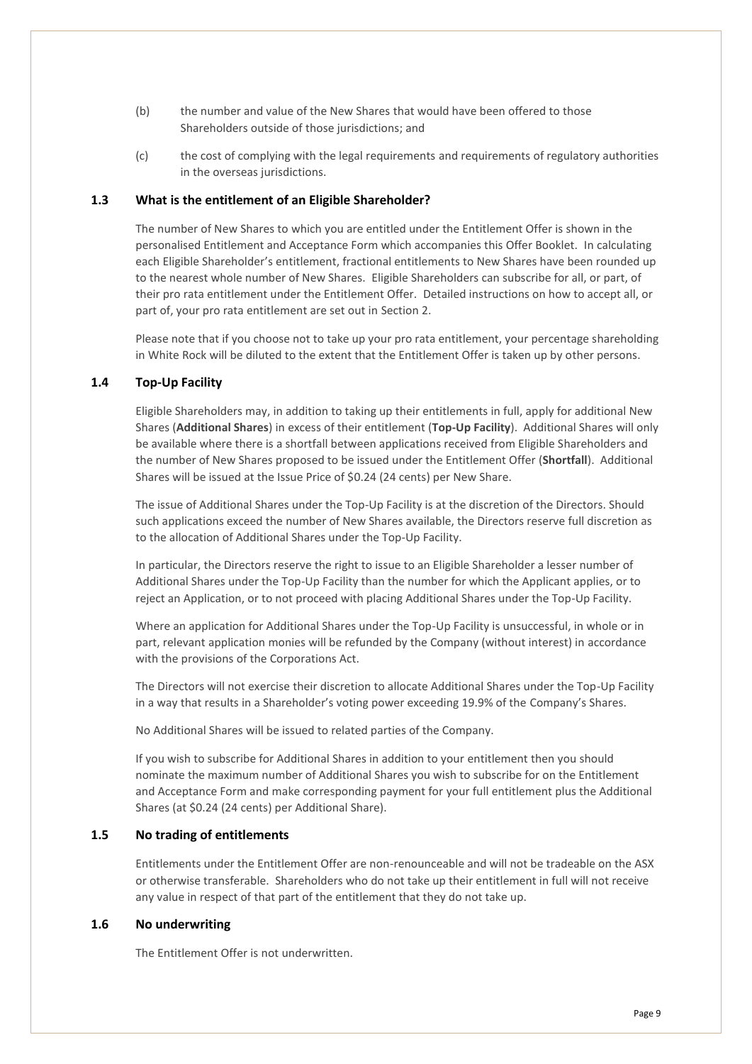(b) the number and value of the New Shares that would have been offered to those Shareholders outside of those jurisdictions; and

(c) the cost of complying with the legal requirements and requirements of regulatory authorities in the overseas jurisdictions.

## 1.3 What is the entitlement of an Eligible Shareholder?

The number of New Shares to which you are entitled under the Entitlement Offer is shown in the personalised Entitlement and Acceptance Form which accompanies this Offer Booklet. In calculating each Eligible Shareholder's entitlement, fractional entitlements to New Shares have been rounded up to the nearest whole number of New Shares. Eligible Shareholders can subscribe for all, or part, of their pro rata entitlement under the Entitlement Offer. Detailed instructions on how to accept all, or part of, your pro rata entitlement are set out in Section 2.

Please note that if you choose not to take up your pro rata entitlement, your percentage shareholding in White Rock will be diluted to the extent that the Entitlement Offer is taken up by other persons.

## 1.4 Top-Up Facility

Eligible Shareholders may, in addition to taking up their entitlements in full, apply for additional New Shares (**Additional Shares**) in excess of their entitlement (**Top-Up Facility**). Additional Shares will only be available where there is a shortfall between applications received from Eligible Shareholders and the number of New Shares proposed to be issued under the Entitlement Offer (**Shortfall**). Additional Shares will be issued at the Issue Price of $0.24 (24 cents) per New Share.

The issue of Additional Shares under the Top-Up Facility is at the discretion of the Directors. Should such applications exceed the number of New Shares available, the Directors reserve full discretion as to the allocation of Additional Shares under the Top-Up Facility.

In particular, the Directors reserve the right to issue to an Eligible Shareholder a lesser number of Additional Shares under the Top-Up Facility than the number for which the Applicant applies, or to reject an Application, or to not proceed with placing Additional Shares under the Top-Up Facility.

Where an application for Additional Shares under the Top-Up Facility is unsuccessful, in whole or in part, relevant application monies will be refunded by the Company (without interest) in accordance with the provisions of the Corporations Act.

The Directors will not exercise their discretion to allocate Additional Shares under the Top-Up Facility in a way that results in a Shareholder's voting power exceeding 19.9% of the Company's Shares.

No Additional Shares will be issued to related parties of the Company.

If you wish to subscribe for Additional Shares in addition to your entitlement then you should nominate the maximum number of Additional Shares you wish to subscribe for on the Entitlement and Acceptance Form and make corresponding payment for your full entitlement plus the Additional Shares (at $0.24 (24 cents) per Additional Share).

## 1.5 No trading of entitlements

Entitlements under the Entitlement Offer are non-renounceable and will not be tradeable on the ASX or otherwise transferable. Shareholders who do not take up their entitlement in full will not receive any value in respect of that part of the entitlement that they do not take up.

## 1.6 No underwriting

The Entitlement Offer is not underwritten.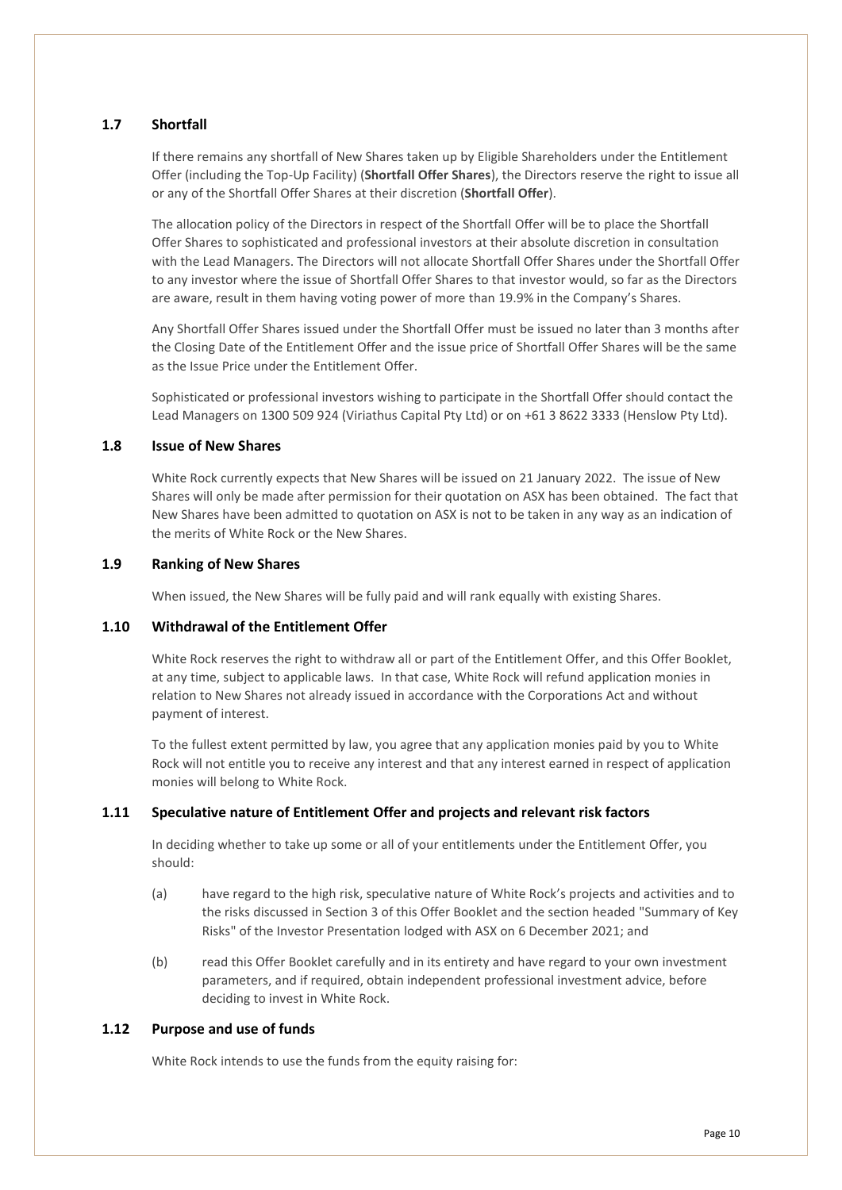## 1.7 Shortfall

If there remains any shortfall of New Shares taken up by Eligible Shareholders under the Entitlement Offer (including the Top-Up Facility) (**Shortfall Offer Shares**), the Directors reserve the right to issue all or any of the Shortfall Offer Shares at their discretion (**Shortfall Offer**).

The allocation policy of the Directors in respect of the Shortfall Offer will be to place the Shortfall Offer Shares to sophisticated and professional investors at their absolute discretion in consultation with the Lead Managers. The Directors will not allocate Shortfall Offer Shares under the Shortfall Offer to any investor where the issue of Shortfall Offer Shares to that investor would, so far as the Directors are aware, result in them having voting power of more than 19.9% in the Company's Shares.

Any Shortfall Offer Shares issued under the Shortfall Offer must be issued no later than 3 months after the Closing Date of the Entitlement Offer and the issue price of Shortfall Offer Shares will be the same as the Issue Price under the Entitlement Offer.

Sophisticated or professional investors wishing to participate in the Shortfall Offer should contact the Lead Managers on 1300 509 924 (Viriathus Capital Pty Ltd) or on +61 3 8622 3333 (Henslow Pty Ltd).

## 1.8 Issue of New Shares

White Rock currently expects that New Shares will be issued on 21 January 2022. The issue of New Shares will only be made after permission for their quotation on ASX has been obtained. The fact that New Shares have been admitted to quotation on ASX is not to be taken in any way as an indication of the merits of White Rock or the New Shares.

## 1.9 Ranking of New Shares

When issued, the New Shares will be fully paid and will rank equally with existing Shares.

## 1.10 Withdrawal of the Entitlement Offer

White Rock reserves the right to withdraw all or part of the Entitlement Offer, and this Offer Booklet, at any time, subject to applicable laws. In that case, White Rock will refund application monies in relation to New Shares not already issued in accordance with the Corporations Act and without payment of interest.

To the fullest extent permitted by law, you agree that any application monies paid by you to White Rock will not entitle you to receive any interest and that any interest earned in respect of application monies will belong to White Rock.

## 1.11 Speculative nature of Entitlement Offer and projects and relevant risk factors

In deciding whether to take up some or all of your entitlements under the Entitlement Offer, you should:

(a) have regard to the high risk, speculative nature of White Rock's projects and activities and to the risks discussed in Section 3 of this Offer Booklet and the section headed "Summary of Key Risks" of the Investor Presentation lodged with ASX on 6 December 2021; and

(b) read this Offer Booklet carefully and in its entirety and have regard to your own investment parameters, and if required, obtain independent professional investment advice, before deciding to invest in White Rock.

## 1.12 Purpose and use of funds

White Rock intends to use the funds from the equity raising for: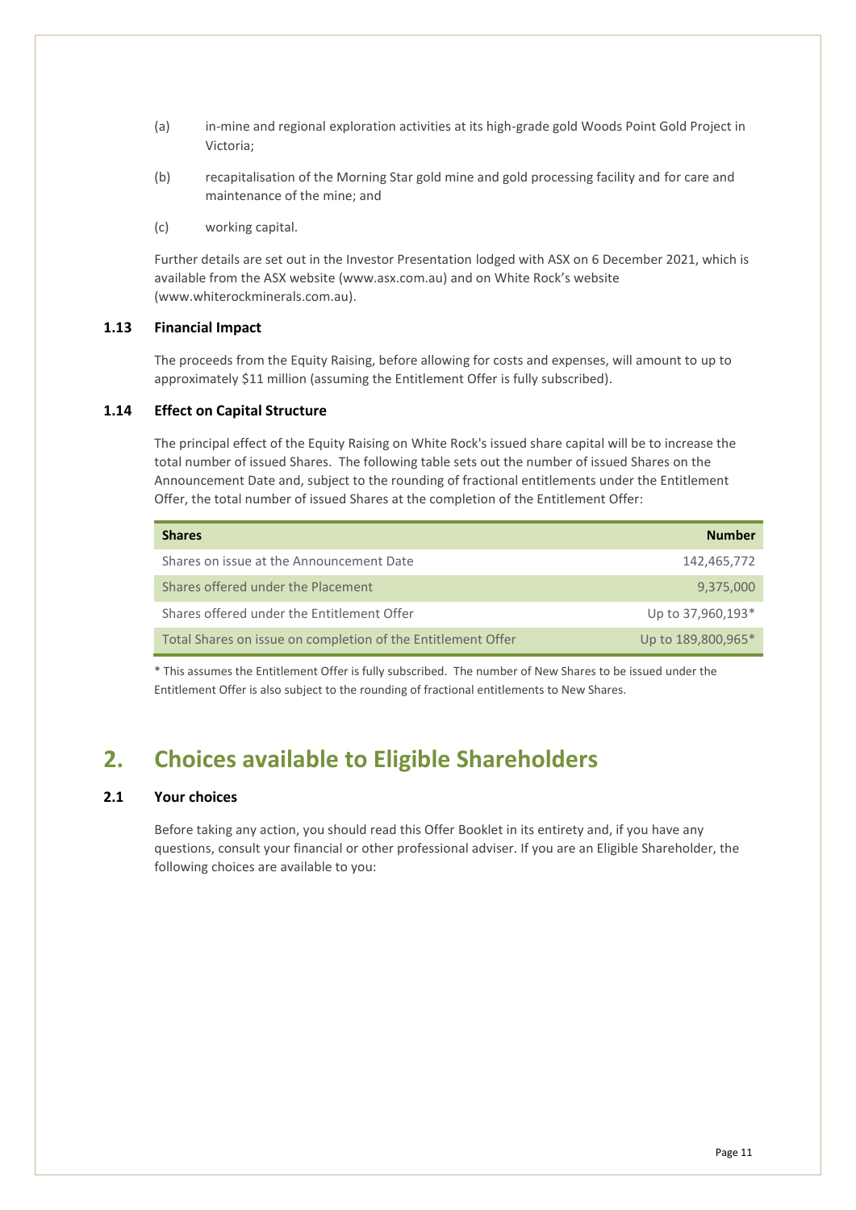(a) in-mine and regional exploration activities at its high-grade gold Woods Point Gold Project in Victoria;

(b) recapitalisation of the Morning Star gold mine and gold processing facility and for care and maintenance of the mine; and

(c) working capital.

Further details are set out in the Investor Presentation lodged with ASX on 6 December 2021, which is available from the ASX website (www.asx.com.au) and on White Rock's website (www.whiterockminerals.com.au).

### 1.13 Financial Impact

The proceeds from the Equity Raising, before allowing for costs and expenses, will amount to up to approximately $11 million (assuming the Entitlement Offer is fully subscribed).

### 1.14 Effect on Capital Structure

The principal effect of the Equity Raising on White Rock's issued share capital will be to increase the total number of issued Shares. The following table sets out the number of issued Shares on the Announcement Date and, subject to the rounding of fractional entitlements under the Entitlement Offer, the total number of issued Shares at the completion of the Entitlement Offer:

| Shares | Number |
|---|---|
| Shares on issue at the Announcement Date | 142,465,772 |
| Shares offered under the Placement | 9,375,000 |
| Shares offered under the Entitlement Offer | Up to 37,960,193* |
| Total Shares on issue on completion of the Entitlement Offer | Up to 189,800,965* |

* This assumes the Entitlement Offer is fully subscribed. The number of New Shares to be issued under the Entitlement Offer is also subject to the rounding of fractional entitlements to New Shares.

## 2. Choices available to Eligible Shareholders

### 2.1 Your choices

Before taking any action, you should read this Offer Booklet in its entirety and, if you have any questions, consult your financial or other professional adviser. If you are an Eligible Shareholder, the following choices are available to you: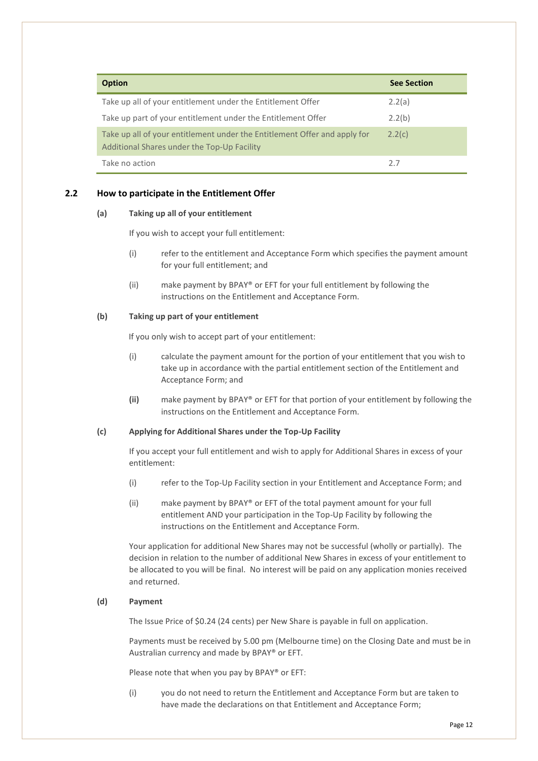| Option | See Section |
|---|---|
| Take up all of your entitlement under the Entitlement Offer | 2.2(a) |
| Take up part of your entitlement under the Entitlement Offer | 2.2(b) |
| Take up all of your entitlement under the Entitlement Offer and apply for Additional Shares under the Top-Up Facility | 2.2(c) |
| Take no action | 2.7 |

## 2.2 How to participate in the Entitlement Offer

**(a) Taking up all of your entitlement**

If you wish to accept your full entitlement:

(i) refer to the entitlement and Acceptance Form which specifies the payment amount for your full entitlement; and

(ii) make payment by BPAY® or EFT for your full entitlement by following the instructions on the Entitlement and Acceptance Form.

**(b) Taking up part of your entitlement**

If you only wish to accept part of your entitlement:

(i) calculate the payment amount for the portion of your entitlement that you wish to take up in accordance with the partial entitlement section of the Entitlement and Acceptance Form; and

**(ii)** make payment by BPAY® or EFT for that portion of your entitlement by following the instructions on the Entitlement and Acceptance Form.

**(c) Applying for Additional Shares under the Top-Up Facility**

If you accept your full entitlement and wish to apply for Additional Shares in excess of your entitlement:

(i) refer to the Top-Up Facility section in your Entitlement and Acceptance Form; and

(ii) make payment by BPAY® or EFT of the total payment amount for your full entitlement AND your participation in the Top-Up Facility by following the instructions on the Entitlement and Acceptance Form.

Your application for additional New Shares may not be successful (wholly or partially). The decision in relation to the number of additional New Shares in excess of your entitlement to be allocated to you will be final. No interest will be paid on any application monies received and returned.

**(d) Payment**

The Issue Price of $0.24 (24 cents) per New Share is payable in full on application.

Payments must be received by 5.00 pm (Melbourne time) on the Closing Date and must be in Australian currency and made by BPAY® or EFT.

Please note that when you pay by BPAY® or EFT:

(i) you do not need to return the Entitlement and Acceptance Form but are taken to have made the declarations on that Entitlement and Acceptance Form;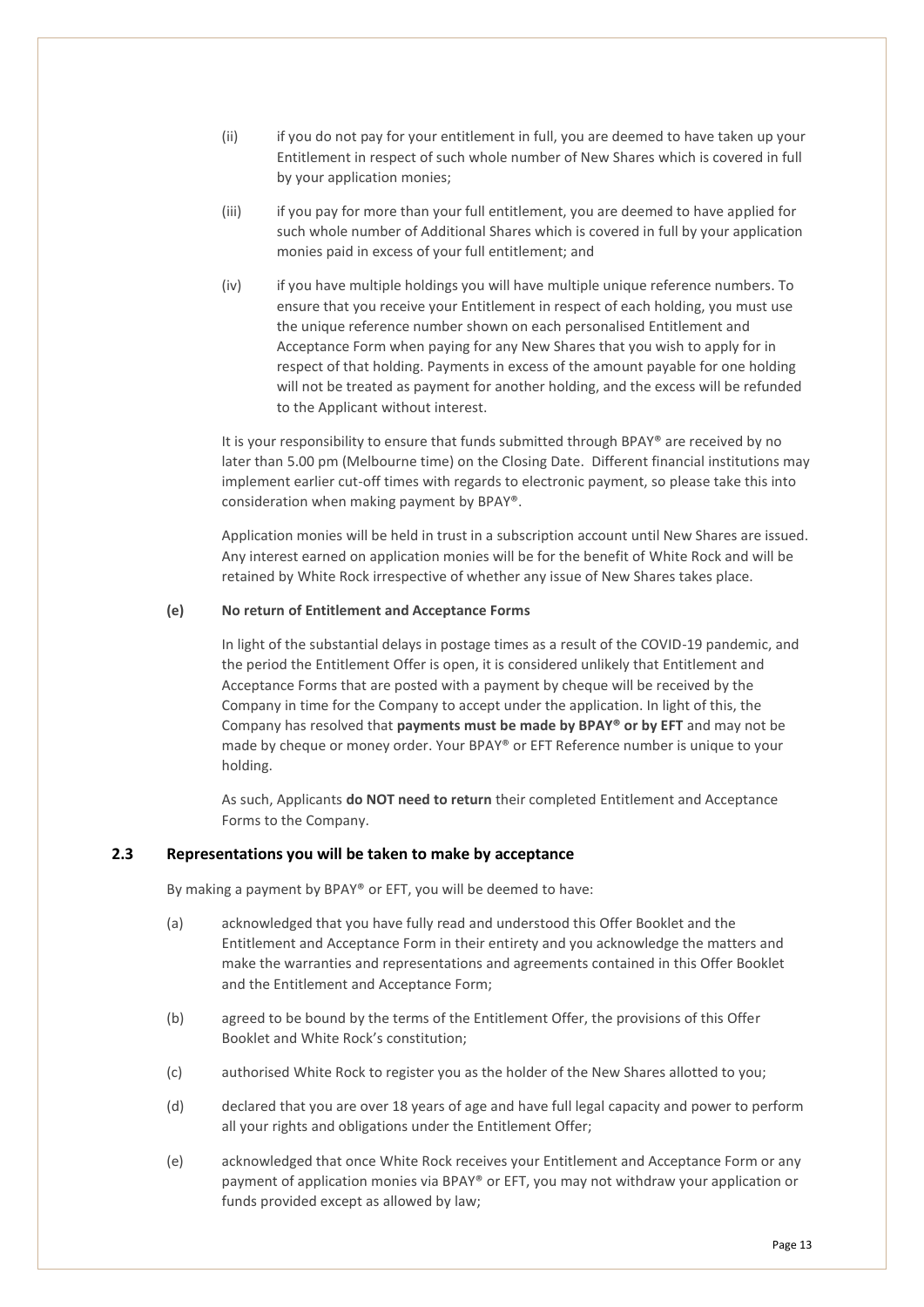(ii) if you do not pay for your entitlement in full, you are deemed to have taken up your Entitlement in respect of such whole number of New Shares which is covered in full by your application monies;

(iii) if you pay for more than your full entitlement, you are deemed to have applied for such whole number of Additional Shares which is covered in full by your application monies paid in excess of your full entitlement; and

(iv) if you have multiple holdings you will have multiple unique reference numbers. To ensure that you receive your Entitlement in respect of each holding, you must use the unique reference number shown on each personalised Entitlement and Acceptance Form when paying for any New Shares that you wish to apply for in respect of that holding. Payments in excess of the amount payable for one holding will not be treated as payment for another holding, and the excess will be refunded to the Applicant without interest.

It is your responsibility to ensure that funds submitted through BPAY® are received by no later than 5.00 pm (Melbourne time) on the Closing Date. Different financial institutions may implement earlier cut-off times with regards to electronic payment, so please take this into consideration when making payment by BPAY®.

Application monies will be held in trust in a subscription account until New Shares are issued. Any interest earned on application monies will be for the benefit of White Rock and will be retained by White Rock irrespective of whether any issue of New Shares takes place.

**(e) No return of Entitlement and Acceptance Forms**

In light of the substantial delays in postage times as a result of the COVID-19 pandemic, and the period the Entitlement Offer is open, it is considered unlikely that Entitlement and Acceptance Forms that are posted with a payment by cheque will be received by the Company in time for the Company to accept under the application. In light of this, the Company has resolved that **payments must be made by BPAY® or by EFT** and may not be made by cheque or money order. Your BPAY® or EFT Reference number is unique to your holding.

As such, Applicants **do NOT need to return** their completed Entitlement and Acceptance Forms to the Company.

## 2.3 Representations you will be taken to make by acceptance

By making a payment by BPAY® or EFT, you will be deemed to have:

(a) acknowledged that you have fully read and understood this Offer Booklet and the Entitlement and Acceptance Form in their entirety and you acknowledge the matters and make the warranties and representations and agreements contained in this Offer Booklet and the Entitlement and Acceptance Form;

(b) agreed to be bound by the terms of the Entitlement Offer, the provisions of this Offer Booklet and White Rock's constitution;

(c) authorised White Rock to register you as the holder of the New Shares allotted to you;

(d) declared that you are over 18 years of age and have full legal capacity and power to perform all your rights and obligations under the Entitlement Offer;

(e) acknowledged that once White Rock receives your Entitlement and Acceptance Form or any payment of application monies via BPAY® or EFT, you may not withdraw your application or funds provided except as allowed by law;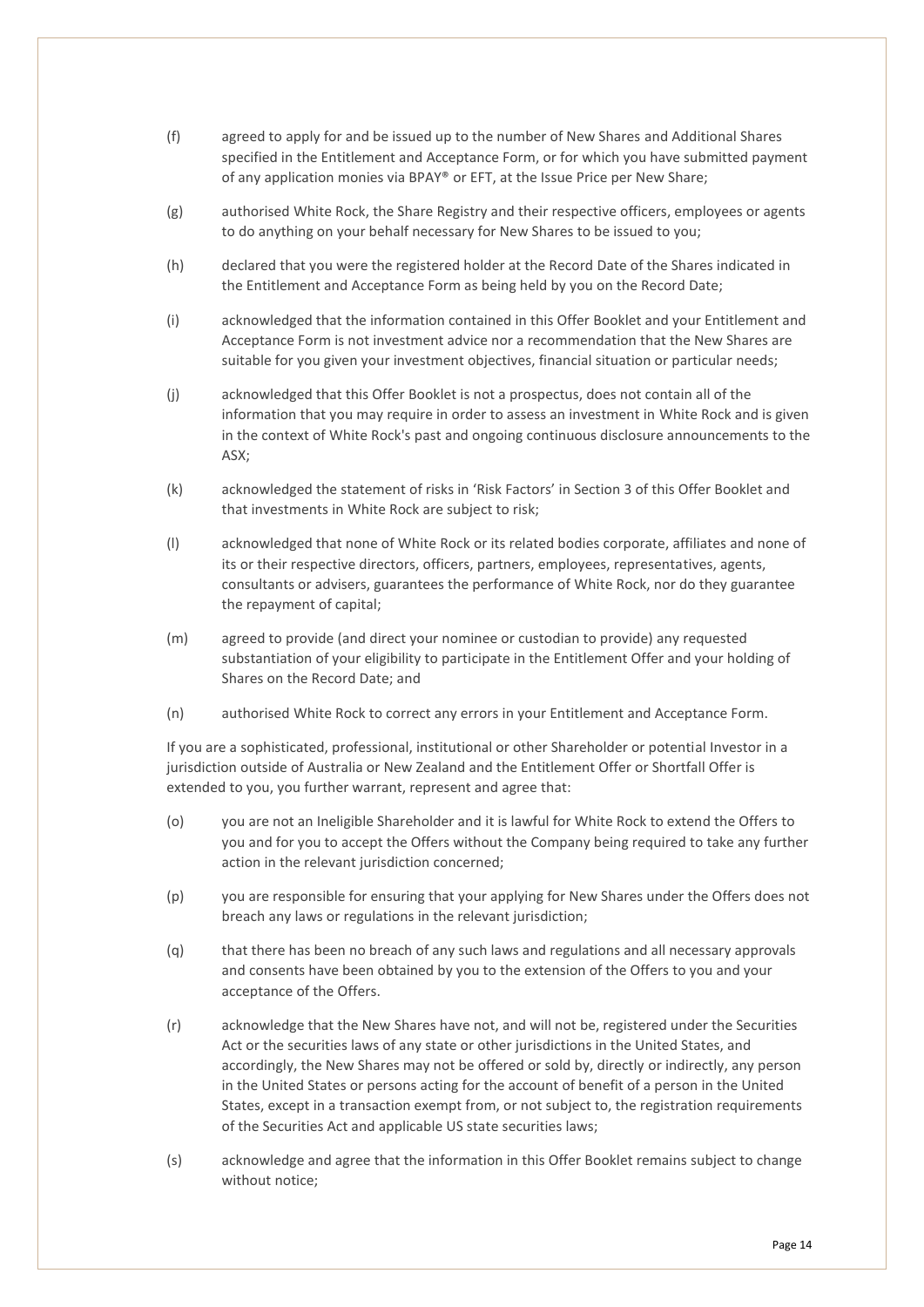(f) agreed to apply for and be issued up to the number of New Shares and Additional Shares specified in the Entitlement and Acceptance Form, or for which you have submitted payment of any application monies via BPAY® or EFT, at the Issue Price per New Share;

(g) authorised White Rock, the Share Registry and their respective officers, employees or agents to do anything on your behalf necessary for New Shares to be issued to you;

(h) declared that you were the registered holder at the Record Date of the Shares indicated in the Entitlement and Acceptance Form as being held by you on the Record Date;

(i) acknowledged that the information contained in this Offer Booklet and your Entitlement and Acceptance Form is not investment advice nor a recommendation that the New Shares are suitable for you given your investment objectives, financial situation or particular needs;

(j) acknowledged that this Offer Booklet is not a prospectus, does not contain all of the information that you may require in order to assess an investment in White Rock and is given in the context of White Rock's past and ongoing continuous disclosure announcements to the ASX;

(k) acknowledged the statement of risks in 'Risk Factors' in Section 3 of this Offer Booklet and that investments in White Rock are subject to risk;

(l) acknowledged that none of White Rock or its related bodies corporate, affiliates and none of its or their respective directors, officers, partners, employees, representatives, agents, consultants or advisers, guarantees the performance of White Rock, nor do they guarantee the repayment of capital;

(m) agreed to provide (and direct your nominee or custodian to provide) any requested substantiation of your eligibility to participate in the Entitlement Offer and your holding of Shares on the Record Date; and

(n) authorised White Rock to correct any errors in your Entitlement and Acceptance Form.

If you are a sophisticated, professional, institutional or other Shareholder or potential Investor in a jurisdiction outside of Australia or New Zealand and the Entitlement Offer or Shortfall Offer is extended to you, you further warrant, represent and agree that:

(o) you are not an Ineligible Shareholder and it is lawful for White Rock to extend the Offers to you and for you to accept the Offers without the Company being required to take any further action in the relevant jurisdiction concerned;

(p) you are responsible for ensuring that your applying for New Shares under the Offers does not breach any laws or regulations in the relevant jurisdiction;

(q) that there has been no breach of any such laws and regulations and all necessary approvals and consents have been obtained by you to the extension of the Offers to you and your acceptance of the Offers.

(r) acknowledge that the New Shares have not, and will not be, registered under the Securities Act or the securities laws of any state or other jurisdictions in the United States, and accordingly, the New Shares may not be offered or sold by, directly or indirectly, any person in the United States or persons acting for the account of benefit of a person in the United States, except in a transaction exempt from, or not subject to, the registration requirements of the Securities Act and applicable US state securities laws;

(s) acknowledge and agree that the information in this Offer Booklet remains subject to change without notice;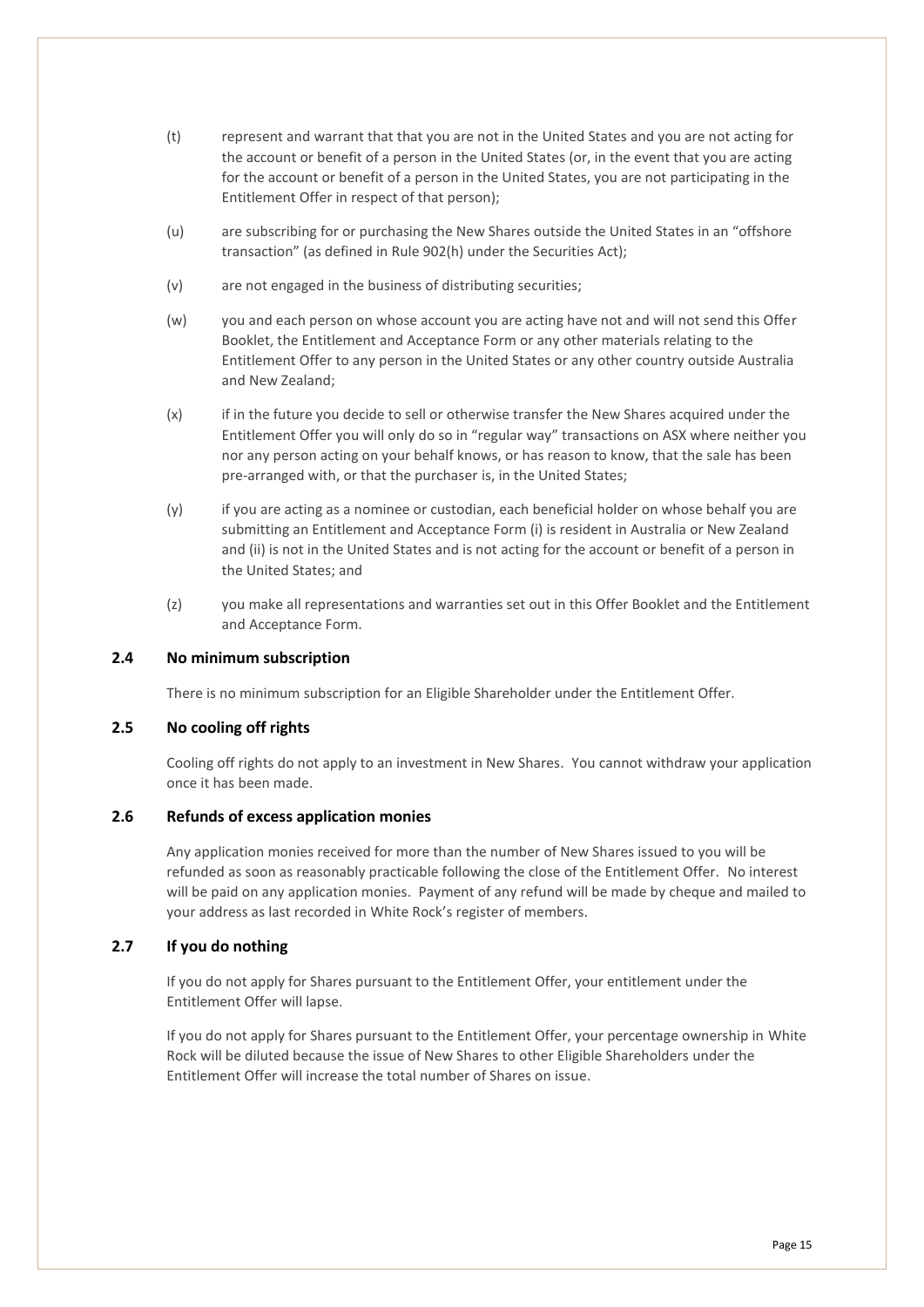(t) represent and warrant that that you are not in the United States and you are not acting for the account or benefit of a person in the United States (or, in the event that you are acting for the account or benefit of a person in the United States, you are not participating in the Entitlement Offer in respect of that person);

(u) are subscribing for or purchasing the New Shares outside the United States in an "offshore transaction" (as defined in Rule 902(h) under the Securities Act);

(v) are not engaged in the business of distributing securities;

(w) you and each person on whose account you are acting have not and will not send this Offer Booklet, the Entitlement and Acceptance Form or any other materials relating to the Entitlement Offer to any person in the United States or any other country outside Australia and New Zealand;

(x) if in the future you decide to sell or otherwise transfer the New Shares acquired under the Entitlement Offer you will only do so in "regular way" transactions on ASX where neither you nor any person acting on your behalf knows, or has reason to know, that the sale has been pre-arranged with, or that the purchaser is, in the United States;

(y) if you are acting as a nominee or custodian, each beneficial holder on whose behalf you are submitting an Entitlement and Acceptance Form (i) is resident in Australia or New Zealand and (ii) is not in the United States and is not acting for the account or benefit of a person in the United States; and

(z) you make all representations and warranties set out in this Offer Booklet and the Entitlement and Acceptance Form.

## 2.4 No minimum subscription

There is no minimum subscription for an Eligible Shareholder under the Entitlement Offer.

## 2.5 No cooling off rights

Cooling off rights do not apply to an investment in New Shares. You cannot withdraw your application once it has been made.

## 2.6 Refunds of excess application monies

Any application monies received for more than the number of New Shares issued to you will be refunded as soon as reasonably practicable following the close of the Entitlement Offer. No interest will be paid on any application monies. Payment of any refund will be made by cheque and mailed to your address as last recorded in White Rock's register of members.

## 2.7 If you do nothing

If you do not apply for Shares pursuant to the Entitlement Offer, your entitlement under the Entitlement Offer will lapse.

If you do not apply for Shares pursuant to the Entitlement Offer, your percentage ownership in White Rock will be diluted because the issue of New Shares to other Eligible Shareholders under the Entitlement Offer will increase the total number of Shares on issue.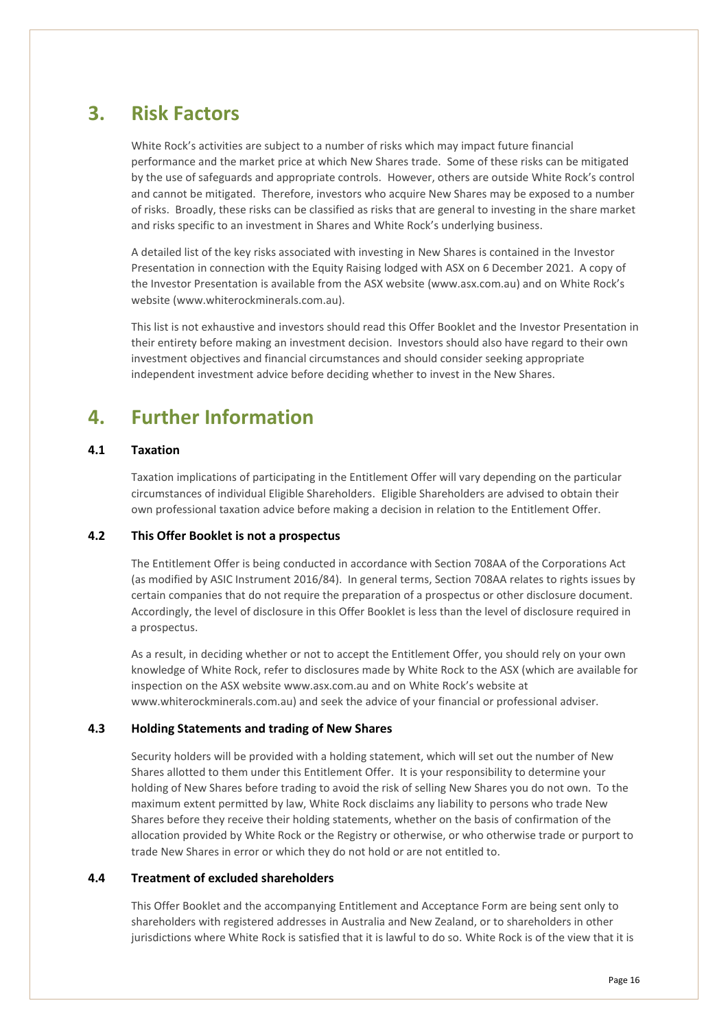# 3. Risk Factors

White Rock's activities are subject to a number of risks which may impact future financial performance and the market price at which New Shares trade. Some of these risks can be mitigated by the use of safeguards and appropriate controls. However, others are outside White Rock's control and cannot be mitigated. Therefore, investors who acquire New Shares may be exposed to a number of risks. Broadly, these risks can be classified as risks that are general to investing in the share market and risks specific to an investment in Shares and White Rock's underlying business.

A detailed list of the key risks associated with investing in New Shares is contained in the Investor Presentation in connection with the Equity Raising lodged with ASX on 6 December 2021. A copy of the Investor Presentation is available from the ASX website (www.asx.com.au) and on White Rock's website (www.whiterockminerals.com.au).

This list is not exhaustive and investors should read this Offer Booklet and the Investor Presentation in their entirety before making an investment decision. Investors should also have regard to their own investment objectives and financial circumstances and should consider seeking appropriate independent investment advice before deciding whether to invest in the New Shares.

# 4. Further Information

## 4.1 Taxation

Taxation implications of participating in the Entitlement Offer will vary depending on the particular circumstances of individual Eligible Shareholders. Eligible Shareholders are advised to obtain their own professional taxation advice before making a decision in relation to the Entitlement Offer.

## 4.2 This Offer Booklet is not a prospectus

The Entitlement Offer is being conducted in accordance with Section 708AA of the Corporations Act (as modified by ASIC Instrument 2016/84). In general terms, Section 708AA relates to rights issues by certain companies that do not require the preparation of a prospectus or other disclosure document. Accordingly, the level of disclosure in this Offer Booklet is less than the level of disclosure required in a prospectus.

As a result, in deciding whether or not to accept the Entitlement Offer, you should rely on your own knowledge of White Rock, refer to disclosures made by White Rock to the ASX (which are available for inspection on the ASX website www.asx.com.au and on White Rock's website at www.whiterockminerals.com.au) and seek the advice of your financial or professional adviser.

## 4.3 Holding Statements and trading of New Shares

Security holders will be provided with a holding statement, which will set out the number of New Shares allotted to them under this Entitlement Offer. It is your responsibility to determine your holding of New Shares before trading to avoid the risk of selling New Shares you do not own. To the maximum extent permitted by law, White Rock disclaims any liability to persons who trade New Shares before they receive their holding statements, whether on the basis of confirmation of the allocation provided by White Rock or the Registry or otherwise, or who otherwise trade or purport to trade New Shares in error or which they do not hold or are not entitled to.

## 4.4 Treatment of excluded shareholders

This Offer Booklet and the accompanying Entitlement and Acceptance Form are being sent only to shareholders with registered addresses in Australia and New Zealand, or to shareholders in other jurisdictions where White Rock is satisfied that it is lawful to do so. White Rock is of the view that it is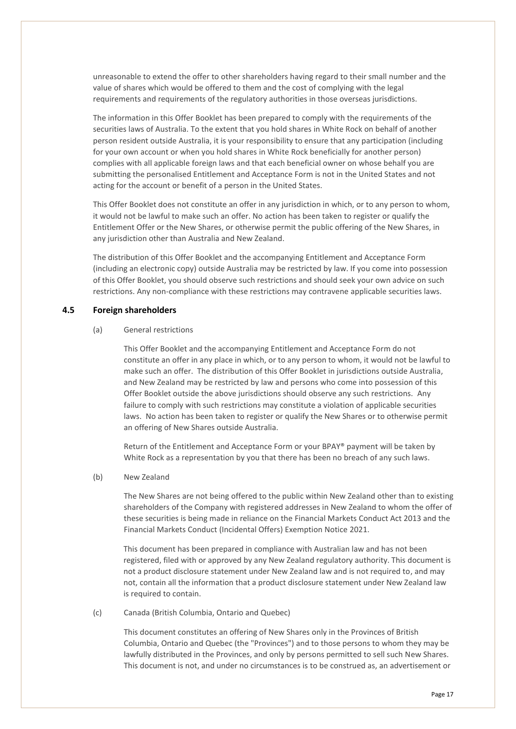unreasonable to extend the offer to other shareholders having regard to their small number and the value of shares which would be offered to them and the cost of complying with the legal requirements and requirements of the regulatory authorities in those overseas jurisdictions.

The information in this Offer Booklet has been prepared to comply with the requirements of the securities laws of Australia. To the extent that you hold shares in White Rock on behalf of another person resident outside Australia, it is your responsibility to ensure that any participation (including for your own account or when you hold shares in White Rock beneficially for another person) complies with all applicable foreign laws and that each beneficial owner on whose behalf you are submitting the personalised Entitlement and Acceptance Form is not in the United States and not acting for the account or benefit of a person in the United States.

This Offer Booklet does not constitute an offer in any jurisdiction in which, or to any person to whom, it would not be lawful to make such an offer. No action has been taken to register or qualify the Entitlement Offer or the New Shares, or otherwise permit the public offering of the New Shares, in any jurisdiction other than Australia and New Zealand.

The distribution of this Offer Booklet and the accompanying Entitlement and Acceptance Form (including an electronic copy) outside Australia may be restricted by law. If you come into possession of this Offer Booklet, you should observe such restrictions and should seek your own advice on such restrictions. Any non-compliance with these restrictions may contravene applicable securities laws.

### 4.5 Foreign shareholders

(a) General restrictions

This Offer Booklet and the accompanying Entitlement and Acceptance Form do not constitute an offer in any place in which, or to any person to whom, it would not be lawful to make such an offer. The distribution of this Offer Booklet in jurisdictions outside Australia, and New Zealand may be restricted by law and persons who come into possession of this Offer Booklet outside the above jurisdictions should observe any such restrictions. Any failure to comply with such restrictions may constitute a violation of applicable securities laws. No action has been taken to register or qualify the New Shares or to otherwise permit an offering of New Shares outside Australia.

Return of the Entitlement and Acceptance Form or your BPAY® payment will be taken by White Rock as a representation by you that there has been no breach of any such laws.

(b) New Zealand

The New Shares are not being offered to the public within New Zealand other than to existing shareholders of the Company with registered addresses in New Zealand to whom the offer of these securities is being made in reliance on the Financial Markets Conduct Act 2013 and the Financial Markets Conduct (Incidental Offers) Exemption Notice 2021.

This document has been prepared in compliance with Australian law and has not been registered, filed with or approved by any New Zealand regulatory authority. This document is not a product disclosure statement under New Zealand law and is not required to, and may not, contain all the information that a product disclosure statement under New Zealand law is required to contain.

(c) Canada (British Columbia, Ontario and Quebec)

This document constitutes an offering of New Shares only in the Provinces of British Columbia, Ontario and Quebec (the "Provinces") and to those persons to whom they may be lawfully distributed in the Provinces, and only by persons permitted to sell such New Shares. This document is not, and under no circumstances is to be construed as, an advertisement or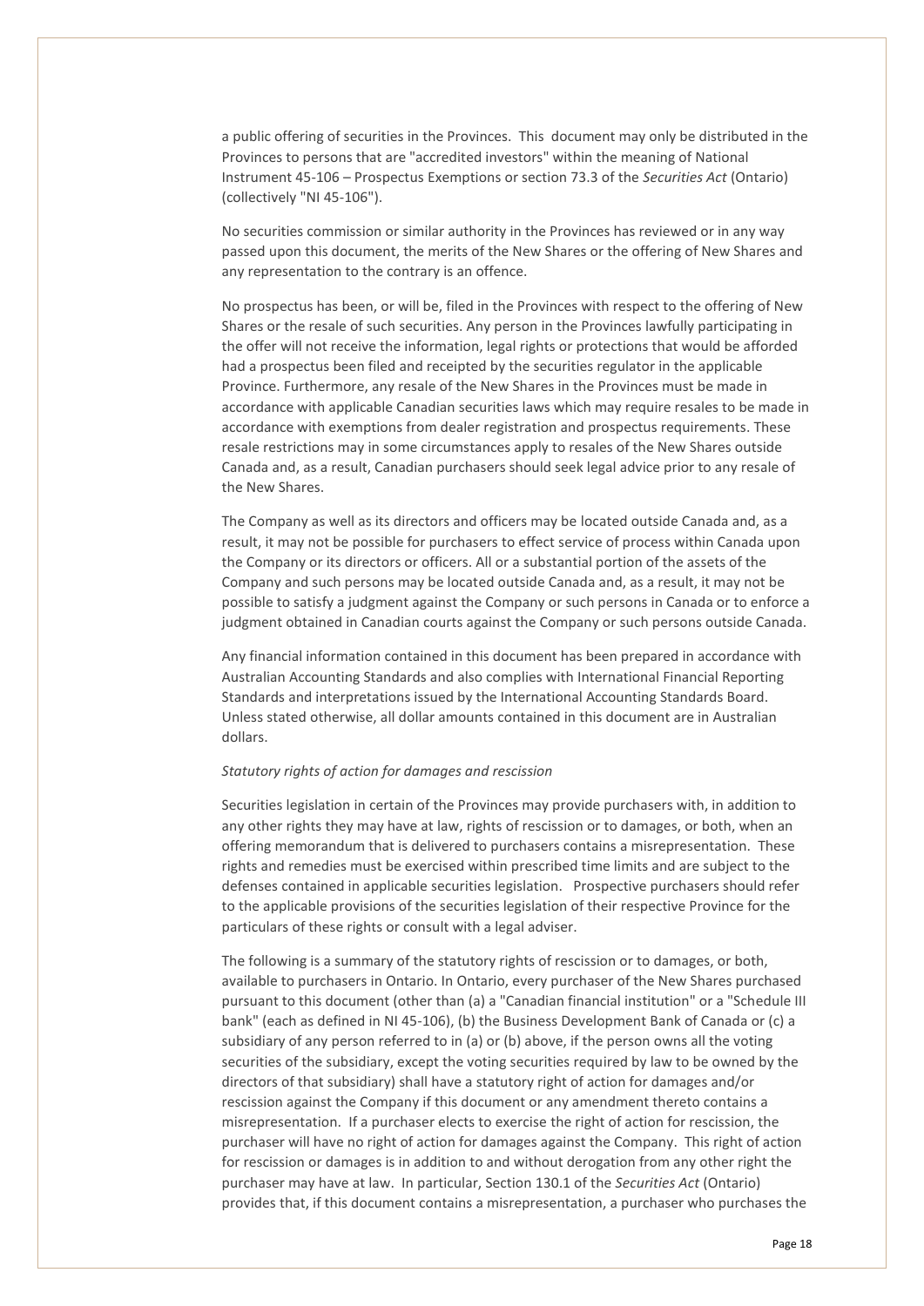a public offering of securities in the Provinces. This document may only be distributed in the Provinces to persons that are "accredited investors" within the meaning of National Instrument 45-106 – Prospectus Exemptions or section 73.3 of the *Securities Act* (Ontario) (collectively "NI 45-106").

No securities commission or similar authority in the Provinces has reviewed or in any way passed upon this document, the merits of the New Shares or the offering of New Shares and any representation to the contrary is an offence.

No prospectus has been, or will be, filed in the Provinces with respect to the offering of New Shares or the resale of such securities. Any person in the Provinces lawfully participating in the offer will not receive the information, legal rights or protections that would be afforded had a prospectus been filed and receipted by the securities regulator in the applicable Province. Furthermore, any resale of the New Shares in the Provinces must be made in accordance with applicable Canadian securities laws which may require resales to be made in accordance with exemptions from dealer registration and prospectus requirements. These resale restrictions may in some circumstances apply to resales of the New Shares outside Canada and, as a result, Canadian purchasers should seek legal advice prior to any resale of the New Shares.

The Company as well as its directors and officers may be located outside Canada and, as a result, it may not be possible for purchasers to effect service of process within Canada upon the Company or its directors or officers. All or a substantial portion of the assets of the Company and such persons may be located outside Canada and, as a result, it may not be possible to satisfy a judgment against the Company or such persons in Canada or to enforce a judgment obtained in Canadian courts against the Company or such persons outside Canada.

Any financial information contained in this document has been prepared in accordance with Australian Accounting Standards and also complies with International Financial Reporting Standards and interpretations issued by the International Accounting Standards Board. Unless stated otherwise, all dollar amounts contained in this document are in Australian dollars.

*Statutory rights of action for damages and rescission*

Securities legislation in certain of the Provinces may provide purchasers with, in addition to any other rights they may have at law, rights of rescission or to damages, or both, when an offering memorandum that is delivered to purchasers contains a misrepresentation. These rights and remedies must be exercised within prescribed time limits and are subject to the defenses contained in applicable securities legislation. Prospective purchasers should refer to the applicable provisions of the securities legislation of their respective Province for the particulars of these rights or consult with a legal adviser.

The following is a summary of the statutory rights of rescission or to damages, or both, available to purchasers in Ontario. In Ontario, every purchaser of the New Shares purchased pursuant to this document (other than (a) a "Canadian financial institution" or a "Schedule III bank" (each as defined in NI 45-106), (b) the Business Development Bank of Canada or (c) a subsidiary of any person referred to in (a) or (b) above, if the person owns all the voting securities of the subsidiary, except the voting securities required by law to be owned by the directors of that subsidiary) shall have a statutory right of action for damages and/or rescission against the Company if this document or any amendment thereto contains a misrepresentation. If a purchaser elects to exercise the right of action for rescission, the purchaser will have no right of action for damages against the Company. This right of action for rescission or damages is in addition to and without derogation from any other right the purchaser may have at law. In particular, Section 130.1 of the *Securities Act* (Ontario) provides that, if this document contains a misrepresentation, a purchaser who purchases the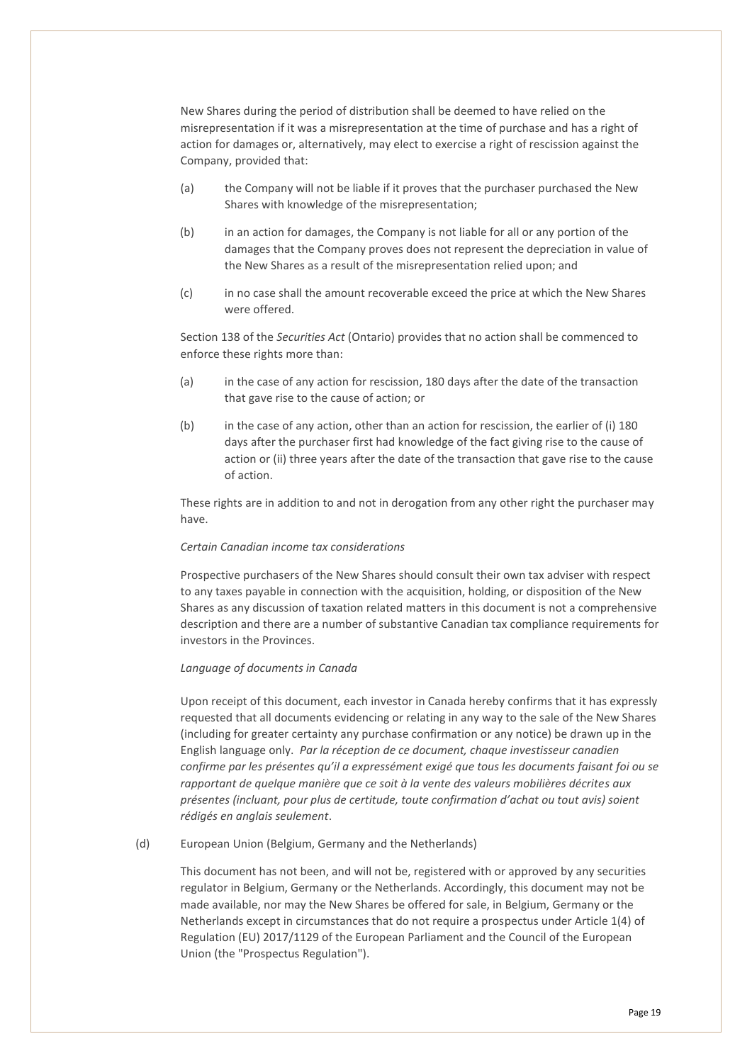New Shares during the period of distribution shall be deemed to have relied on the misrepresentation if it was a misrepresentation at the time of purchase and has a right of action for damages or, alternatively, may elect to exercise a right of rescission against the Company, provided that:

(a) the Company will not be liable if it proves that the purchaser purchased the New Shares with knowledge of the misrepresentation;

(b) in an action for damages, the Company is not liable for all or any portion of the damages that the Company proves does not represent the depreciation in value of the New Shares as a result of the misrepresentation relied upon; and

(c) in no case shall the amount recoverable exceed the price at which the New Shares were offered.

Section 138 of the *Securities Act* (Ontario) provides that no action shall be commenced to enforce these rights more than:

(a) in the case of any action for rescission, 180 days after the date of the transaction that gave rise to the cause of action; or

(b) in the case of any action, other than an action for rescission, the earlier of (i) 180 days after the purchaser first had knowledge of the fact giving rise to the cause of action or (ii) three years after the date of the transaction that gave rise to the cause of action.

These rights are in addition to and not in derogation from any other right the purchaser may have.

*Certain Canadian income tax considerations*

Prospective purchasers of the New Shares should consult their own tax adviser with respect to any taxes payable in connection with the acquisition, holding, or disposition of the New Shares as any discussion of taxation related matters in this document is not a comprehensive description and there are a number of substantive Canadian tax compliance requirements for investors in the Provinces.

*Language of documents in Canada*

Upon receipt of this document, each investor in Canada hereby confirms that it has expressly requested that all documents evidencing or relating in any way to the sale of the New Shares (including for greater certainty any purchase confirmation or any notice) be drawn up in the English language only. *Par la réception de ce document, chaque investisseur canadien confirme par les présentes qu'il a expressément exigé que tous les documents faisant foi ou se rapportant de quelque manière que ce soit à la vente des valeurs mobilières décrites aux présentes (incluant, pour plus de certitude, toute confirmation d'achat ou tout avis) soient rédigés en anglais seulement*.

(d) European Union (Belgium, Germany and the Netherlands)

This document has not been, and will not be, registered with or approved by any securities regulator in Belgium, Germany or the Netherlands. Accordingly, this document may not be made available, nor may the New Shares be offered for sale, in Belgium, Germany or the Netherlands except in circumstances that do not require a prospectus under Article 1(4) of Regulation (EU) 2017/1129 of the European Parliament and the Council of the European Union (the "Prospectus Regulation").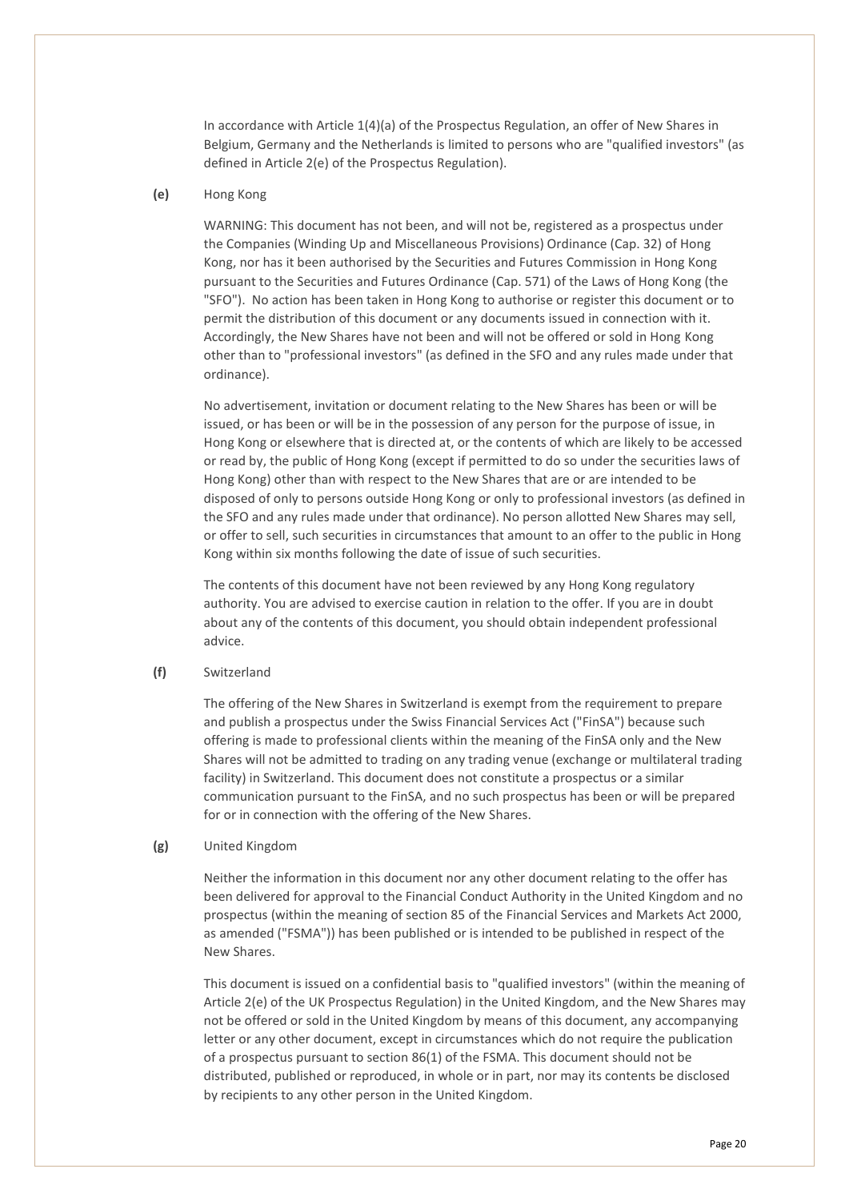In accordance with Article 1(4)(a) of the Prospectus Regulation, an offer of New Shares in Belgium, Germany and the Netherlands is limited to persons who are "qualified investors" (as defined in Article 2(e) of the Prospectus Regulation).

**(e)** Hong Kong

WARNING: This document has not been, and will not be, registered as a prospectus under the Companies (Winding Up and Miscellaneous Provisions) Ordinance (Cap. 32) of Hong Kong, nor has it been authorised by the Securities and Futures Commission in Hong Kong pursuant to the Securities and Futures Ordinance (Cap. 571) of the Laws of Hong Kong (the "SFO"). No action has been taken in Hong Kong to authorise or register this document or to permit the distribution of this document or any documents issued in connection with it. Accordingly, the New Shares have not been and will not be offered or sold in Hong Kong other than to "professional investors" (as defined in the SFO and any rules made under that ordinance).

No advertisement, invitation or document relating to the New Shares has been or will be issued, or has been or will be in the possession of any person for the purpose of issue, in Hong Kong or elsewhere that is directed at, or the contents of which are likely to be accessed or read by, the public of Hong Kong (except if permitted to do so under the securities laws of Hong Kong) other than with respect to the New Shares that are or are intended to be disposed of only to persons outside Hong Kong or only to professional investors (as defined in the SFO and any rules made under that ordinance). No person allotted New Shares may sell, or offer to sell, such securities in circumstances that amount to an offer to the public in Hong Kong within six months following the date of issue of such securities.

The contents of this document have not been reviewed by any Hong Kong regulatory authority. You are advised to exercise caution in relation to the offer. If you are in doubt about any of the contents of this document, you should obtain independent professional advice.

**(f)** Switzerland

The offering of the New Shares in Switzerland is exempt from the requirement to prepare and publish a prospectus under the Swiss Financial Services Act ("FinSA") because such offering is made to professional clients within the meaning of the FinSA only and the New Shares will not be admitted to trading on any trading venue (exchange or multilateral trading facility) in Switzerland. This document does not constitute a prospectus or a similar communication pursuant to the FinSA, and no such prospectus has been or will be prepared for or in connection with the offering of the New Shares.

**(g)** United Kingdom

Neither the information in this document nor any other document relating to the offer has been delivered for approval to the Financial Conduct Authority in the United Kingdom and no prospectus (within the meaning of section 85 of the Financial Services and Markets Act 2000, as amended ("FSMA")) has been published or is intended to be published in respect of the New Shares.

This document is issued on a confidential basis to "qualified investors" (within the meaning of Article 2(e) of the UK Prospectus Regulation) in the United Kingdom, and the New Shares may not be offered or sold in the United Kingdom by means of this document, any accompanying letter or any other document, except in circumstances which do not require the publication of a prospectus pursuant to section 86(1) of the FSMA. This document should not be distributed, published or reproduced, in whole or in part, nor may its contents be disclosed by recipients to any other person in the United Kingdom.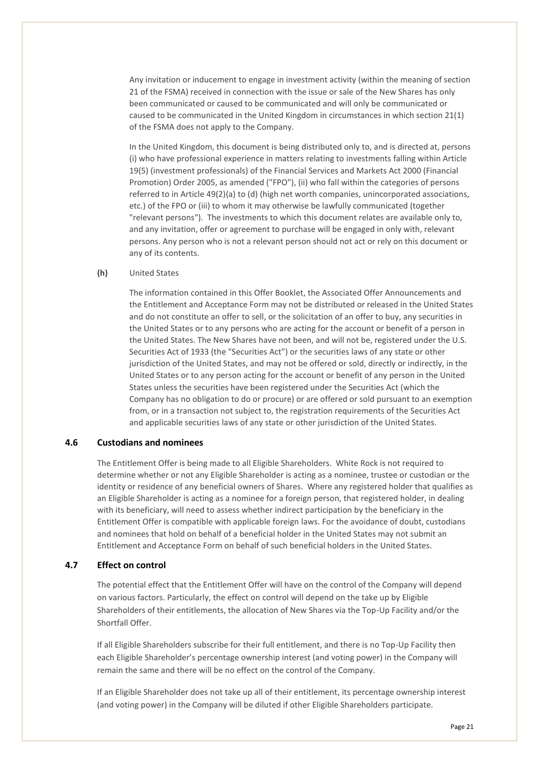Any invitation or inducement to engage in investment activity (within the meaning of section 21 of the FSMA) received in connection with the issue or sale of the New Shares has only been communicated or caused to be communicated and will only be communicated or caused to be communicated in the United Kingdom in circumstances in which section 21(1) of the FSMA does not apply to the Company.

In the United Kingdom, this document is being distributed only to, and is directed at, persons (i) who have professional experience in matters relating to investments falling within Article 19(5) (investment professionals) of the Financial Services and Markets Act 2000 (Financial Promotion) Order 2005, as amended ("FPO"), (ii) who fall within the categories of persons referred to in Article 49(2)(a) to (d) (high net worth companies, unincorporated associations, etc.) of the FPO or (iii) to whom it may otherwise be lawfully communicated (together "relevant persons"). The investments to which this document relates are available only to, and any invitation, offer or agreement to purchase will be engaged in only with, relevant persons. Any person who is not a relevant person should not act or rely on this document or any of its contents.

**(h)** United States

The information contained in this Offer Booklet, the Associated Offer Announcements and the Entitlement and Acceptance Form may not be distributed or released in the United States and do not constitute an offer to sell, or the solicitation of an offer to buy, any securities in the United States or to any persons who are acting for the account or benefit of a person in the United States. The New Shares have not been, and will not be, registered under the U.S. Securities Act of 1933 (the "Securities Act") or the securities laws of any state or other jurisdiction of the United States, and may not be offered or sold, directly or indirectly, in the United States or to any person acting for the account or benefit of any person in the United States unless the securities have been registered under the Securities Act (which the Company has no obligation to do or procure) or are offered or sold pursuant to an exemption from, or in a transaction not subject to, the registration requirements of the Securities Act and applicable securities laws of any state or other jurisdiction of the United States.

### 4.6 Custodians and nominees

The Entitlement Offer is being made to all Eligible Shareholders. White Rock is not required to determine whether or not any Eligible Shareholder is acting as a nominee, trustee or custodian or the identity or residence of any beneficial owners of Shares. Where any registered holder that qualifies as an Eligible Shareholder is acting as a nominee for a foreign person, that registered holder, in dealing with its beneficiary, will need to assess whether indirect participation by the beneficiary in the Entitlement Offer is compatible with applicable foreign laws. For the avoidance of doubt, custodians and nominees that hold on behalf of a beneficial holder in the United States may not submit an Entitlement and Acceptance Form on behalf of such beneficial holders in the United States.

### 4.7 Effect on control

The potential effect that the Entitlement Offer will have on the control of the Company will depend on various factors. Particularly, the effect on control will depend on the take up by Eligible Shareholders of their entitlements, the allocation of New Shares via the Top-Up Facility and/or the Shortfall Offer.

If all Eligible Shareholders subscribe for their full entitlement, and there is no Top-Up Facility then each Eligible Shareholder's percentage ownership interest (and voting power) in the Company will remain the same and there will be no effect on the control of the Company.

If an Eligible Shareholder does not take up all of their entitlement, its percentage ownership interest (and voting power) in the Company will be diluted if other Eligible Shareholders participate.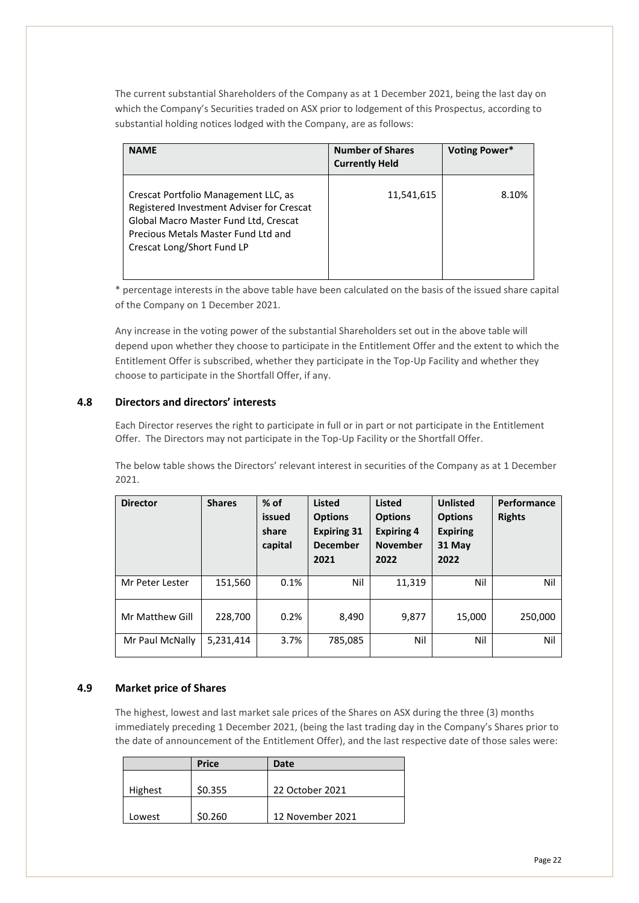The current substantial Shareholders of the Company as at 1 December 2021, being the last day on which the Company's Securities traded on ASX prior to lodgement of this Prospectus, according to substantial holding notices lodged with the Company, are as follows:

| NAME | Number of Shares Currently Held | Voting Power* |
|---|---|---|
| Crescat Portfolio Management LLC, as Registered Investment Adviser for Crescat Global Macro Master Fund Ltd, Crescat Precious Metals Master Fund Ltd and Crescat Long/Short Fund LP | 11,541,615 | 8.10% |

* percentage interests in the above table have been calculated on the basis of the issued share capital of the Company on 1 December 2021.

Any increase in the voting power of the substantial Shareholders set out in the above table will depend upon whether they choose to participate in the Entitlement Offer and the extent to which the Entitlement Offer is subscribed, whether they participate in the Top-Up Facility and whether they choose to participate in the Shortfall Offer, if any.

## 4.8 Directors and directors' interests

Each Director reserves the right to participate in full or in part or not participate in the Entitlement Offer. The Directors may not participate in the Top-Up Facility or the Shortfall Offer.

The below table shows the Directors' relevant interest in securities of the Company as at 1 December 2021.

| Director | Shares | % of issued share capital | Listed Options Expiring 31 December 2021 | Listed Options Expiring 4 November 2022 | Unlisted Options Expiring 31 May 2022 | Performance Rights |
|---|---|---|---|---|---|---|
| Mr Peter Lester | 151,560 | 0.1% | Nil | 11,319 | Nil | Nil |
| Mr Matthew Gill | 228,700 | 0.2% | 8,490 | 9,877 | 15,000 | 250,000 |
| Mr Paul McNally | 5,231,414 | 3.7% | 785,085 | Nil | Nil | Nil |

## 4.9 Market price of Shares

The highest, lowest and last market sale prices of the Shares on ASX during the three (3) months immediately preceding 1 December 2021, (being the last trading day in the Company's Shares prior to the date of announcement of the Entitlement Offer), and the last respective date of those sales were:

| | Price | Date |
|---|---|---|
| Highest | $0.355 | 22 October 2021 |
| Lowest | $0.260 | 12 November 2021 |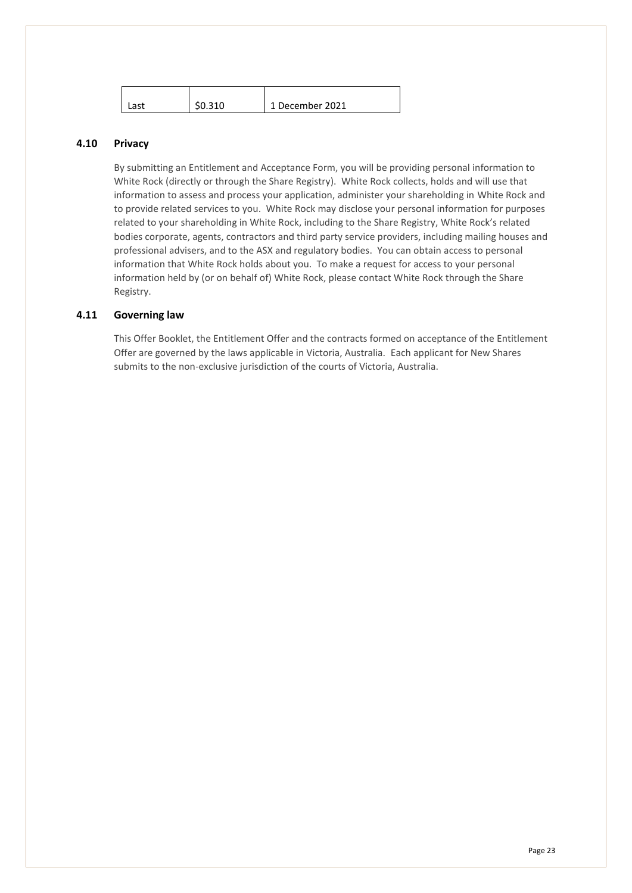| Last | $0.310 | 1 December 2021 |
|---|---|---|

## 4.10 Privacy

By submitting an Entitlement and Acceptance Form, you will be providing personal information to White Rock (directly or through the Share Registry). White Rock collects, holds and will use that information to assess and process your application, administer your shareholding in White Rock and to provide related services to you. White Rock may disclose your personal information for purposes related to your shareholding in White Rock, including to the Share Registry, White Rock's related bodies corporate, agents, contractors and third party service providers, including mailing houses and professional advisers, and to the ASX and regulatory bodies. You can obtain access to personal information that White Rock holds about you. To make a request for access to your personal information held by (or on behalf of) White Rock, please contact White Rock through the Share Registry.

## 4.11 Governing law

This Offer Booklet, the Entitlement Offer and the contracts formed on acceptance of the Entitlement Offer are governed by the laws applicable in Victoria, Australia. Each applicant for New Shares submits to the non-exclusive jurisdiction of the courts of Victoria, Australia.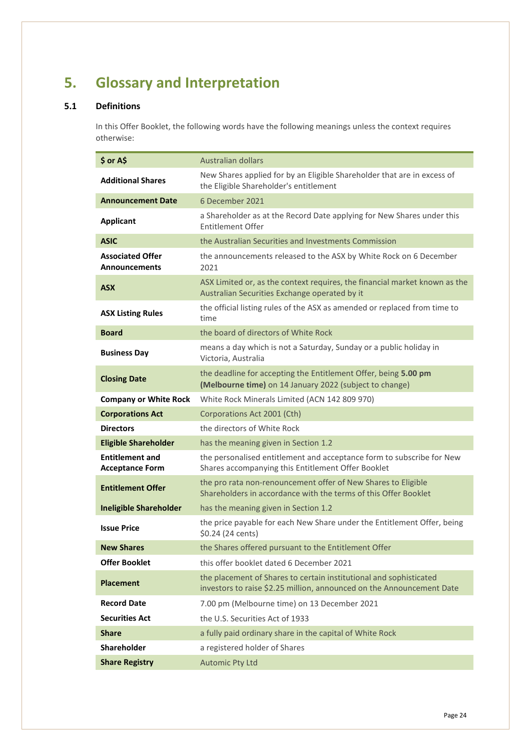# 5. Glossary and Interpretation

## 5.1 Definitions

In this Offer Booklet, the following words have the following meanings unless the context requires otherwise:

| Term | Meaning |
|---|---|
| **$ or A$** | Australian dollars |
| **Additional Shares** | New Shares applied for by an Eligible Shareholder that are in excess of the Eligible Shareholder's entitlement |
| **Announcement Date** | 6 December 2021 |
| **Applicant** | a Shareholder as at the Record Date applying for New Shares under this Entitlement Offer |
| **ASIC** | the Australian Securities and Investments Commission |
| **Associated Offer Announcements** | the announcements released to the ASX by White Rock on 6 December 2021 |
| **ASX** | ASX Limited or, as the context requires, the financial market known as the Australian Securities Exchange operated by it |
| **ASX Listing Rules** | the official listing rules of the ASX as amended or replaced from time to time |
| **Board** | the board of directors of White Rock |
| **Business Day** | means a day which is not a Saturday, Sunday or a public holiday in Victoria, Australia |
| **Closing Date** | the deadline for accepting the Entitlement Offer, being **5.00 pm (Melbourne time)** on 14 January 2022 (subject to change) |
| **Company or White Rock** | White Rock Minerals Limited (ACN 142 809 970) |
| **Corporations Act** | Corporations Act 2001 (Cth) |
| **Directors** | the directors of White Rock |
| **Eligible Shareholder** | has the meaning given in Section 1.2 |
| **Entitlement and Acceptance Form** | the personalised entitlement and acceptance form to subscribe for New Shares accompanying this Entitlement Offer Booklet |
| **Entitlement Offer** | the pro rata non-renouncement offer of New Shares to Eligible Shareholders in accordance with the terms of this Offer Booklet |
| **Ineligible Shareholder** | has the meaning given in Section 1.2 |
| **Issue Price** | the price payable for each New Share under the Entitlement Offer, being $0.24 (24 cents) |
| **New Shares** | the Shares offered pursuant to the Entitlement Offer |
| **Offer Booklet** | this offer booklet dated 6 December 2021 |
| **Placement** | the placement of Shares to certain institutional and sophisticated investors to raise $2.25 million, announced on the Announcement Date |
| **Record Date** | 7.00 pm (Melbourne time) on 13 December 2021 |
| **Securities Act** | the U.S. Securities Act of 1933 |
| **Share** | a fully paid ordinary share in the capital of White Rock |
| **Shareholder** | a registered holder of Shares |
| **Share Registry** | Automic Pty Ltd |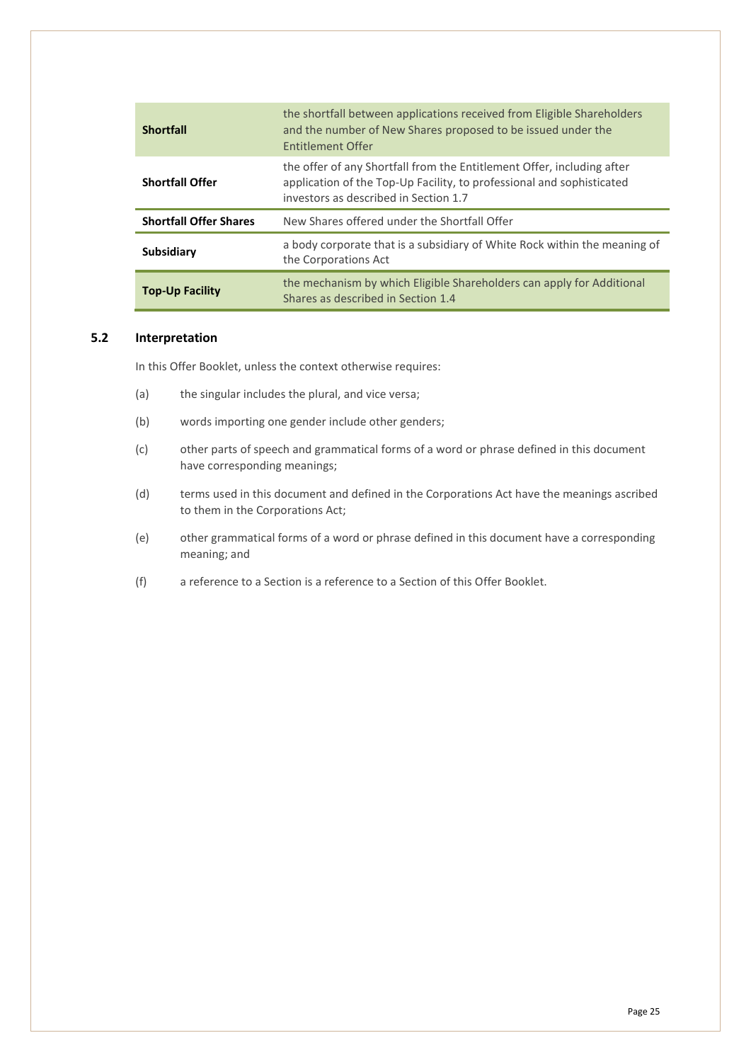| | |
|---|---|
| **Shortfall** | the shortfall between applications received from Eligible Shareholders and the number of New Shares proposed to be issued under the Entitlement Offer |
| **Shortfall Offer** | the offer of any Shortfall from the Entitlement Offer, including after application of the Top-Up Facility, to professional and sophisticated investors as described in Section 1.7 |
| **Shortfall Offer Shares** | New Shares offered under the Shortfall Offer |
| **Subsidiary** | a body corporate that is a subsidiary of White Rock within the meaning of the Corporations Act |
| **Top-Up Facility** | the mechanism by which Eligible Shareholders can apply for Additional Shares as described in Section 1.4 |

## 5.2 Interpretation

In this Offer Booklet, unless the context otherwise requires:

(a) the singular includes the plural, and vice versa;

(b) words importing one gender include other genders;

(c) other parts of speech and grammatical forms of a word or phrase defined in this document have corresponding meanings;

(d) terms used in this document and defined in the Corporations Act have the meanings ascribed to them in the Corporations Act;

(e) other grammatical forms of a word or phrase defined in this document have a corresponding meaning; and

(f) a reference to a Section is a reference to a Section of this Offer Booklet.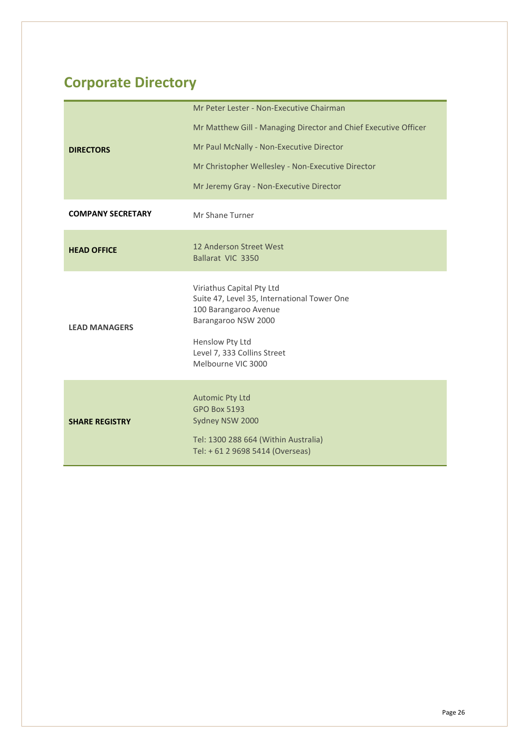# Corporate Directory

| | |
|---|---|
| **DIRECTORS** | Mr Peter Lester - Non-Executive Chairman<br><br>Mr Matthew Gill - Managing Director and Chief Executive Officer<br><br>Mr Paul McNally - Non-Executive Director<br><br>Mr Christopher Wellesley - Non-Executive Director<br><br>Mr Jeremy Gray - Non-Executive Director |
| **COMPANY SECRETARY** | Mr Shane Turner |
| **HEAD OFFICE** | 12 Anderson Street West<br>Ballarat VIC 3350 |
| **LEAD MANAGERS** | Viriathus Capital Pty Ltd<br>Suite 47, Level 35, International Tower One<br>100 Barangaroo Avenue<br>Barangaroo NSW 2000<br><br>Henslow Pty Ltd<br>Level 7, 333 Collins Street<br>Melbourne VIC 3000 |
| **SHARE REGISTRY** | Automic Pty Ltd<br>GPO Box 5193<br>Sydney NSW 2000<br><br>Tel: 1300 288 664 (Within Australia)<br>Tel: + 61 2 9698 5414 (Overseas) |